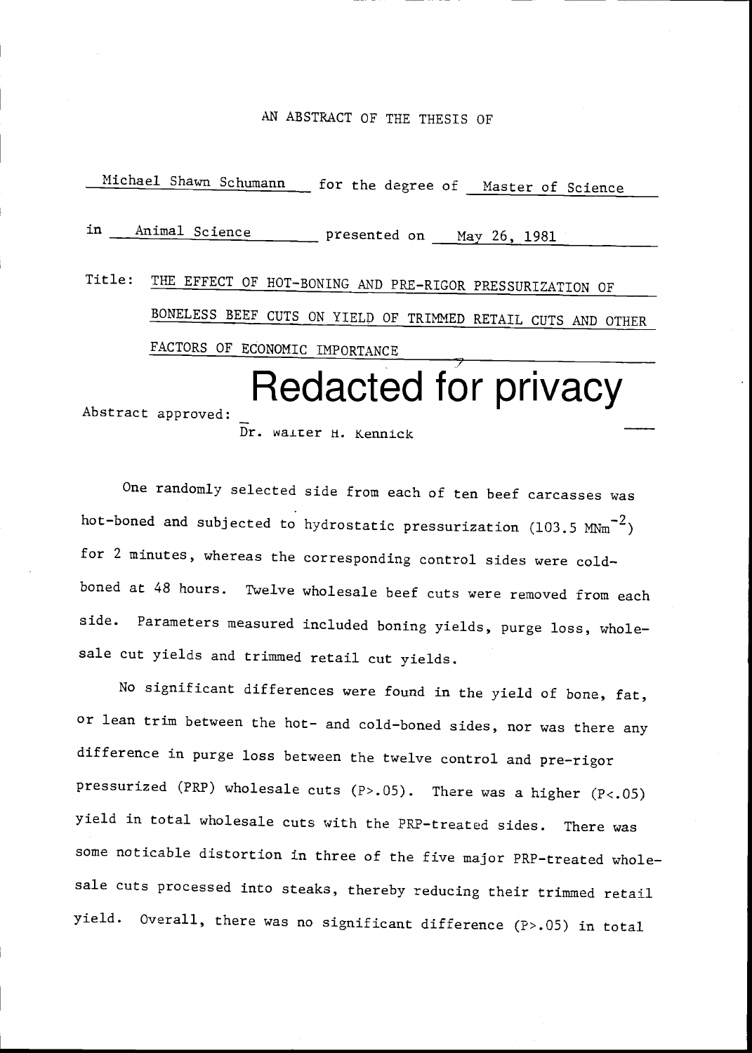AN ABSTRACT OF THE THESIS OF

Michael Shawn Schumann for the degree of Master of Science

in Animal Science presented on May 26, 1981

Title: THE EFFECT OF HOT-BONING AND PRE-RIGOR PRESSURIZATION OF BONELESS BEEF CUTS ON YIELD OF TRIMMED RETAIL CUTS AND OTHER FACTORS OF ECONOMIC IMPORTANCE

Abstract approved: Redacted for privacy

Dr. Walter H. Kennick

One randomly selected side from each of ten beef carcasses was hot-boned and subjected to hydrostatic pressurization (103.5 $MNm^{-2}$) for 2 minutes, whereas the corresponding control sides were cold-boned at 48 hours. Twelve wholesale beef cuts were removed from each side. Parameters measured included boning yields, purge loss, wholesale cut yields and trimmed retail cut yields.

No significant differences were found in the yield of bone, fat, or lean trim between the hot- and cold-boned sides, nor was there any difference in purge loss between the twelve control and pre-rigor pressurized (PRP) wholesale cuts ($P>.05$). There was a higher ($P<.05$) yield in total wholesale cuts with the PRP-treated sides. There was some noticable distortion in three of the five major PRP-treated wholesale cuts processed into steaks, thereby reducing their trimmed retail yield. Overall, there was no significant difference ($P>.05$) in total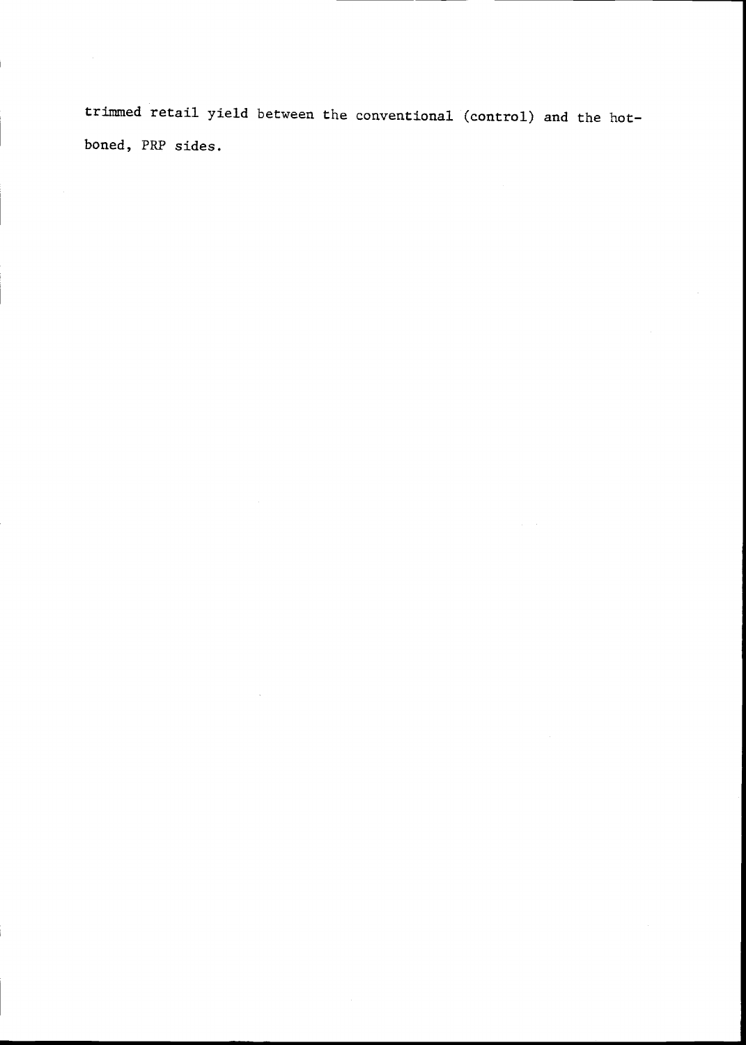trimmed retail yield between the conventional (control) and the hot-boned, PRP sides.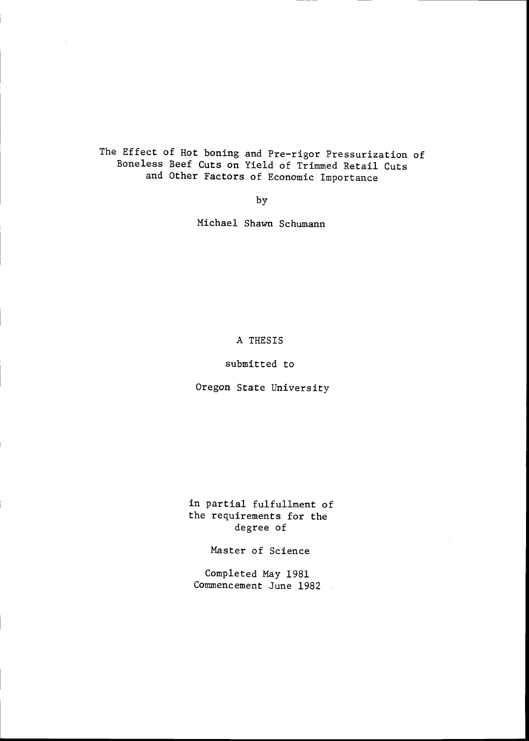# The Effect of Hot boning and Pre-rigor Pressurization of Boneless Beef Cuts on Yield of Trimmed Retail Cuts and Other Factors of Economic Importance

by

Michael Shawn Schumann

A THESIS

submitted to

Oregon State University

in partial fulfullment of
the requirements for the
degree of

Master of Science

Completed May 1981
Commencement June 1982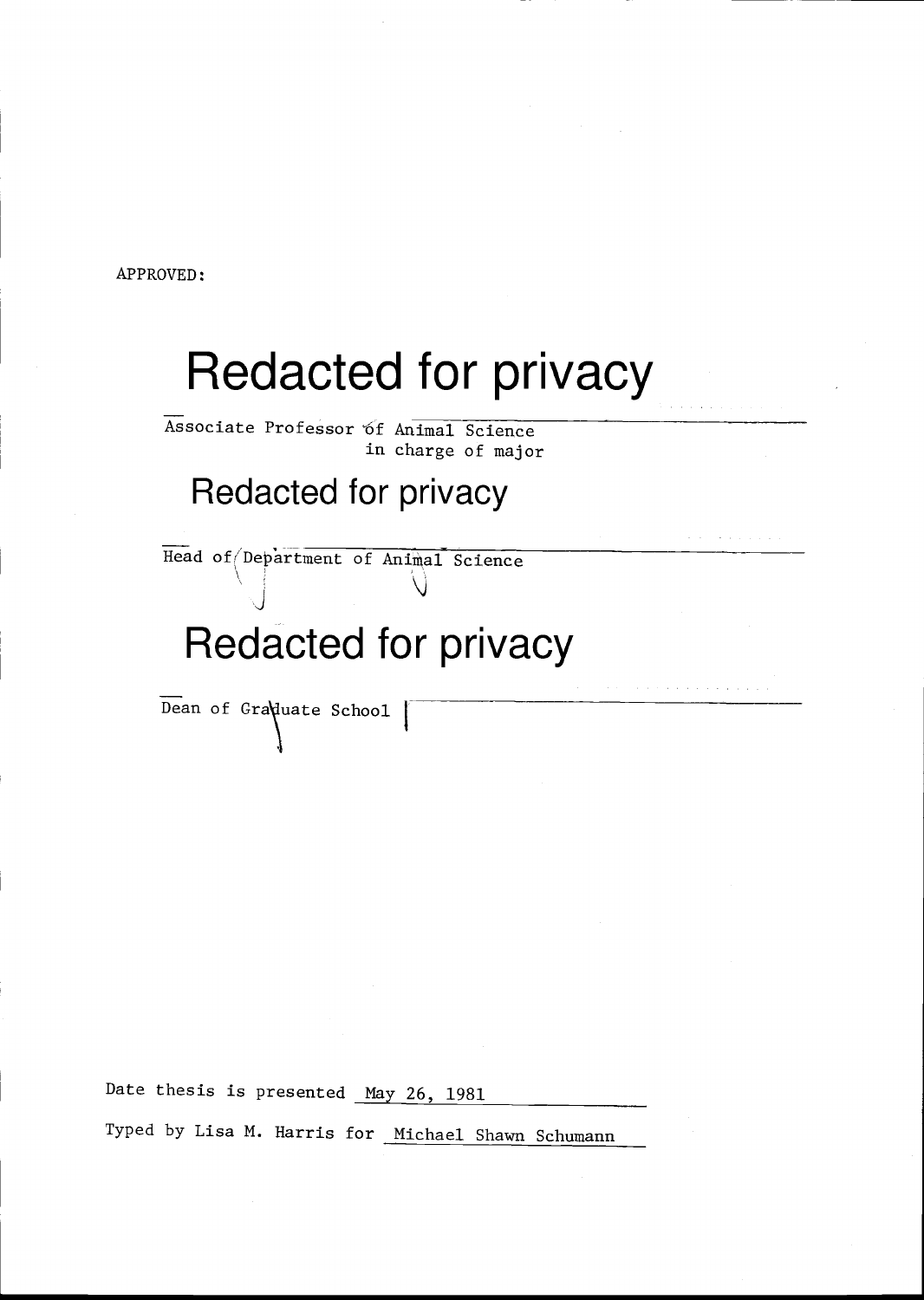APPROVED:

Redacted for privacy

Associate Professor of Animal Science
in charge of major

Redacted for privacy

Head of Department of Animal Science

Redacted for privacy

Dean of Graduate School

Date thesis is presented May 26, 1981

Typed by Lisa M. Harris for Michael Shawn Schumann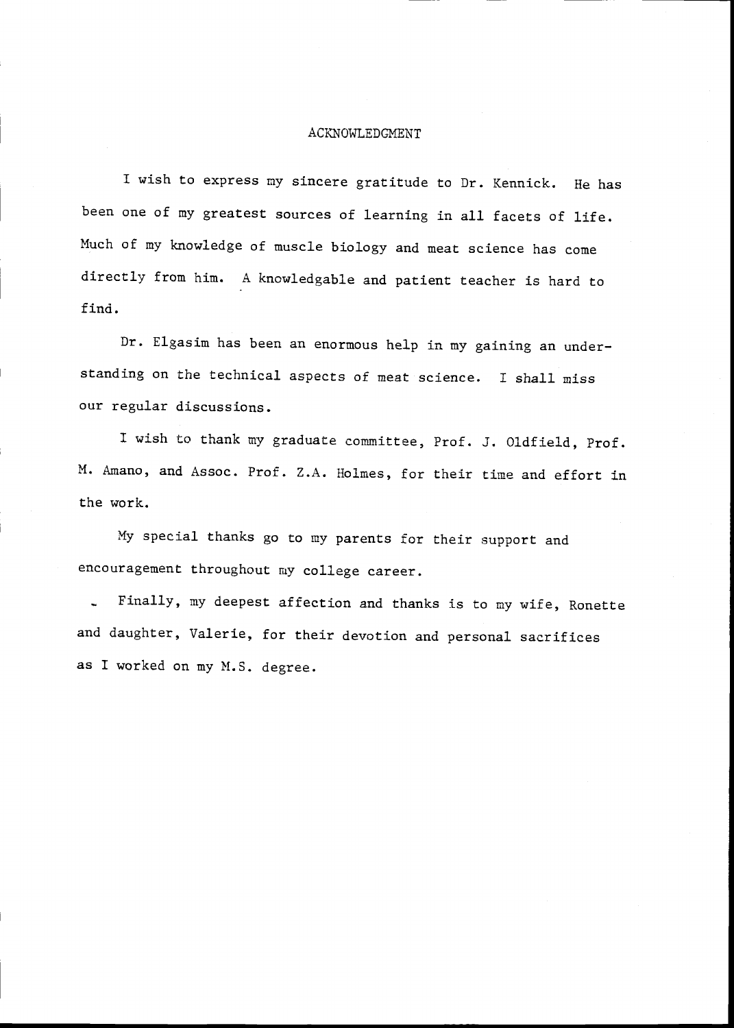# ACKNOWLEDGMENT

I wish to express my sincere gratitude to Dr. Kennick. He has been one of my greatest sources of learning in all facets of life. Much of my knowledge of muscle biology and meat science has come directly from him. A knowledgable and patient teacher is hard to find.

Dr. Elgasim has been an enormous help in my gaining an understanding on the technical aspects of meat science. I shall miss our regular discussions.

I wish to thank my graduate committee, Prof. J. Oldfield, Prof. M. Amano, and Assoc. Prof. Z.A. Holmes, for their time and effort in the work.

My special thanks go to my parents for their support and encouragement throughout my college career.

Finally, my deepest affection and thanks is to my wife, Ronette and daughter, Valerie, for their devotion and personal sacrifices as I worked on my M.S. degree.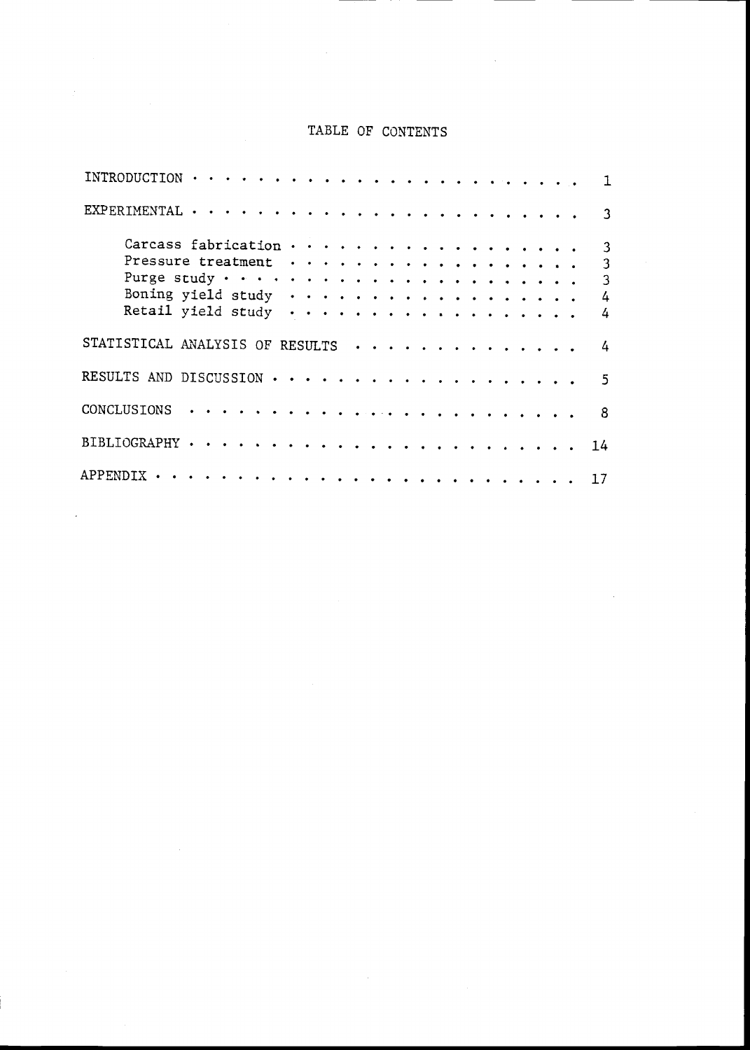# TABLE OF CONTENTS

| | |
|---|---|
| INTRODUCTION | 1 |
| EXPERIMENTAL | 3 |
| Carcass fabrication | 3 |
| Pressure treatment | 3 |
| Purge study | 3 |
| Boning yield study | 4 |
| Retail yield study | 4 |
| STATISTICAL ANALYSIS OF RESULTS | 4 |
| RESULTS AND DISCUSSION | 5 |
| CONCLUSIONS | 8 |
| BIBLIOGRAPHY | 14 |
| APPENDIX | 17 |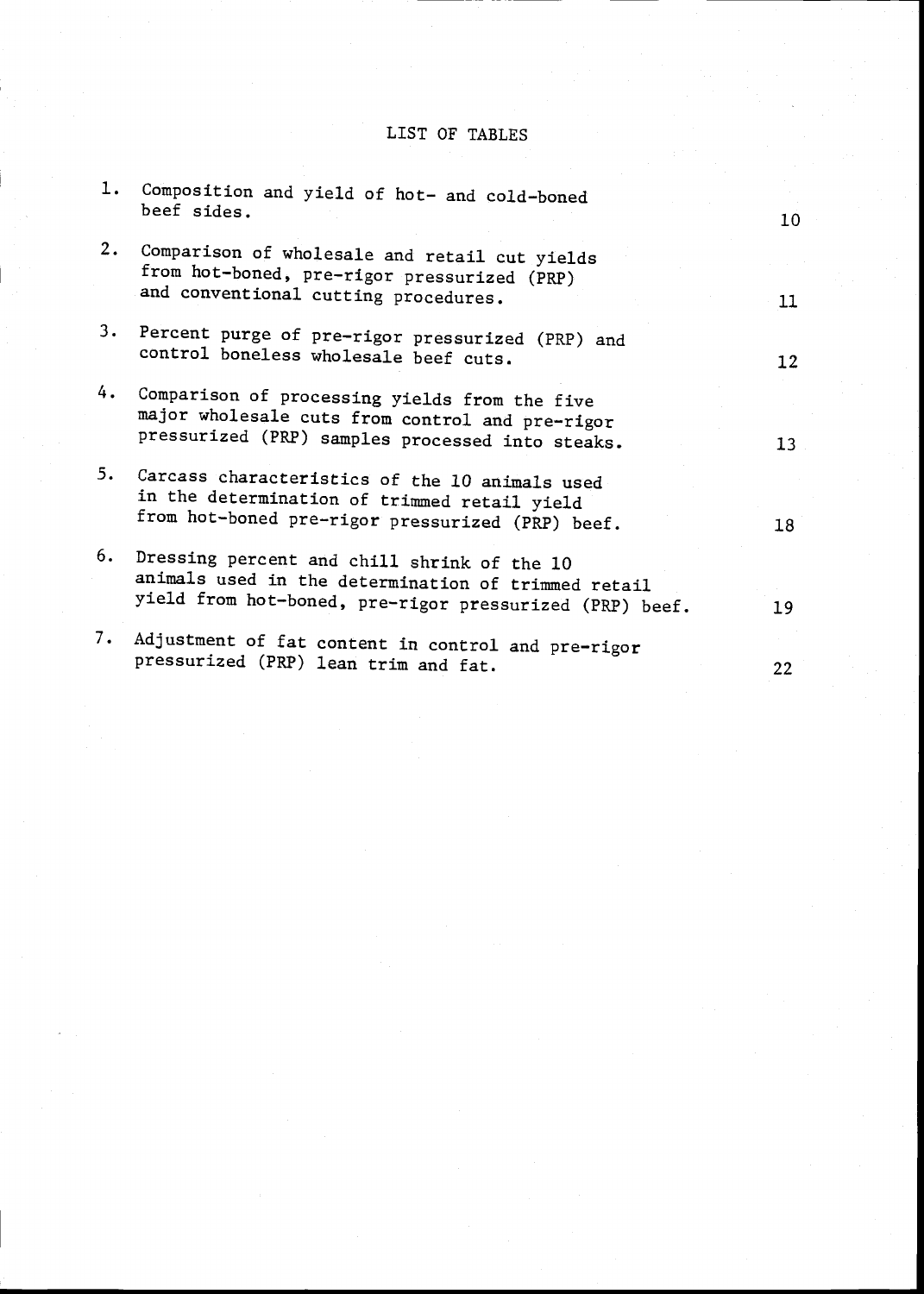# LIST OF TABLES

| | | |
|---|---|---|
| 1. | Composition and yield of hot- and cold-boned beef sides. | 10 |
| 2. | Comparison of wholesale and retail cut yields from hot-boned, pre-rigor pressurized (PRP) and conventional cutting procedures. | 11 |
| 3. | Percent purge of pre-rigor pressurized (PRP) and control boneless wholesale beef cuts. | 12 |
| 4. | Comparison of processing yields from the five major wholesale cuts from control and pre-rigor pressurized (PRP) samples processed into steaks. | 13 |
| 5. | Carcass characteristics of the 10 animals used in the determination of trimmed retail yield from hot-boned pre-rigor pressurized (PRP) beef. | 18 |
| 6. | Dressing percent and chill shrink of the 10 animals used in the determination of trimmed retail yield from hot-boned, pre-rigor pressurized (PRP) beef. | 19 |
| 7. | Adjustment of fat content in control and pre-rigor pressurized (PRP) lean trim and fat. | 22 |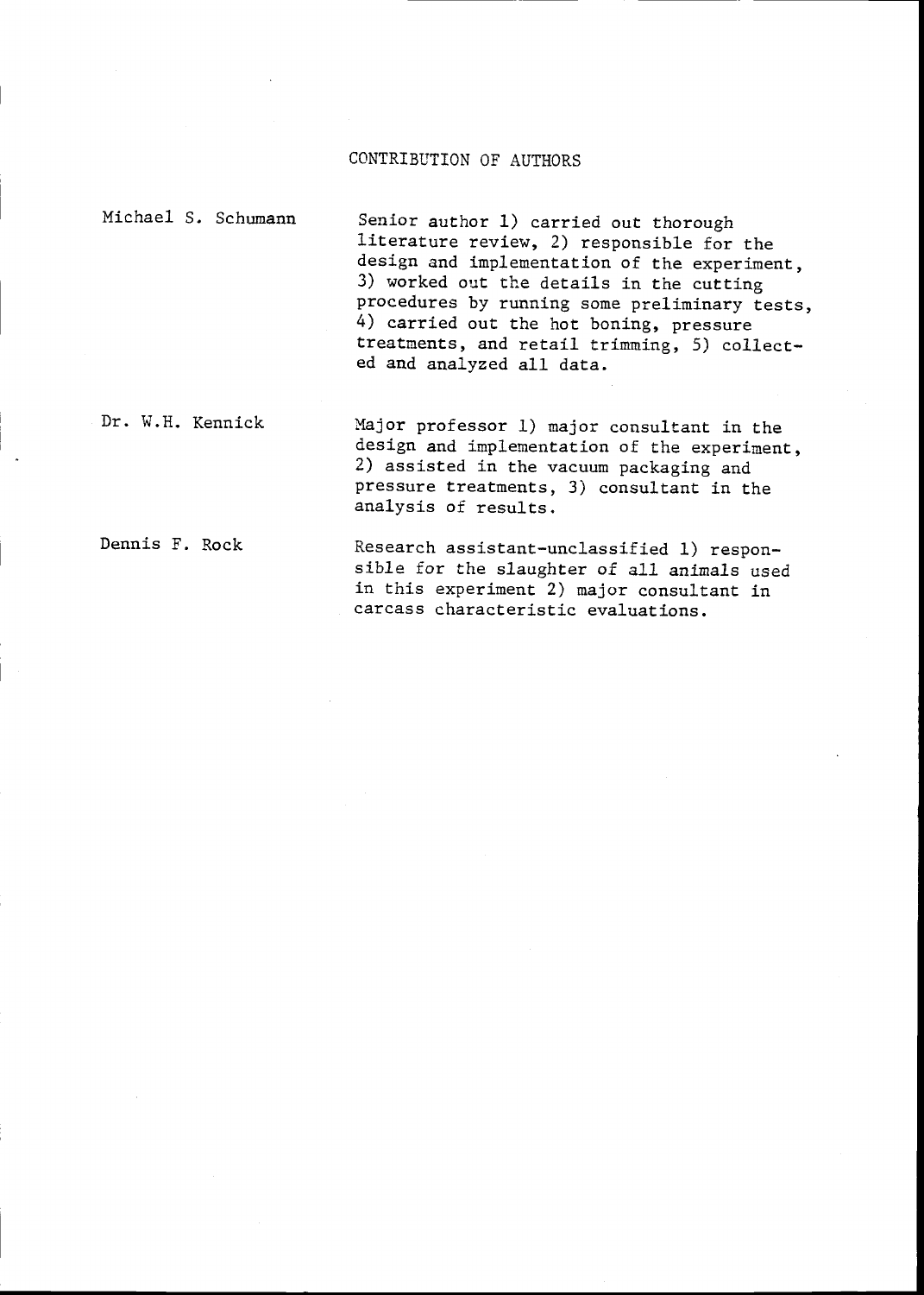# CONTRIBUTION OF AUTHORS

| | |
|---|---|
| Michael S. Schumann | Senior author 1) carried out thorough literature review, 2) responsible for the design and implementation of the experiment, 3) worked out the details in the cutting procedures by running some preliminary tests, 4) carried out the hot boning, pressure treatments, and retail trimming, 5) collected and analyzed all data. |
| Dr. W.H. Kennick | Major professor 1) major consultant in the design and implementation of the experiment, 2) assisted in the vacuum packaging and pressure treatments, 3) consultant in the analysis of results. |
| Dennis F. Rock | Research assistant-unclassified 1) responsible for the slaughter of all animals used in this experiment 2) major consultant in carcass characteristic evaluations. |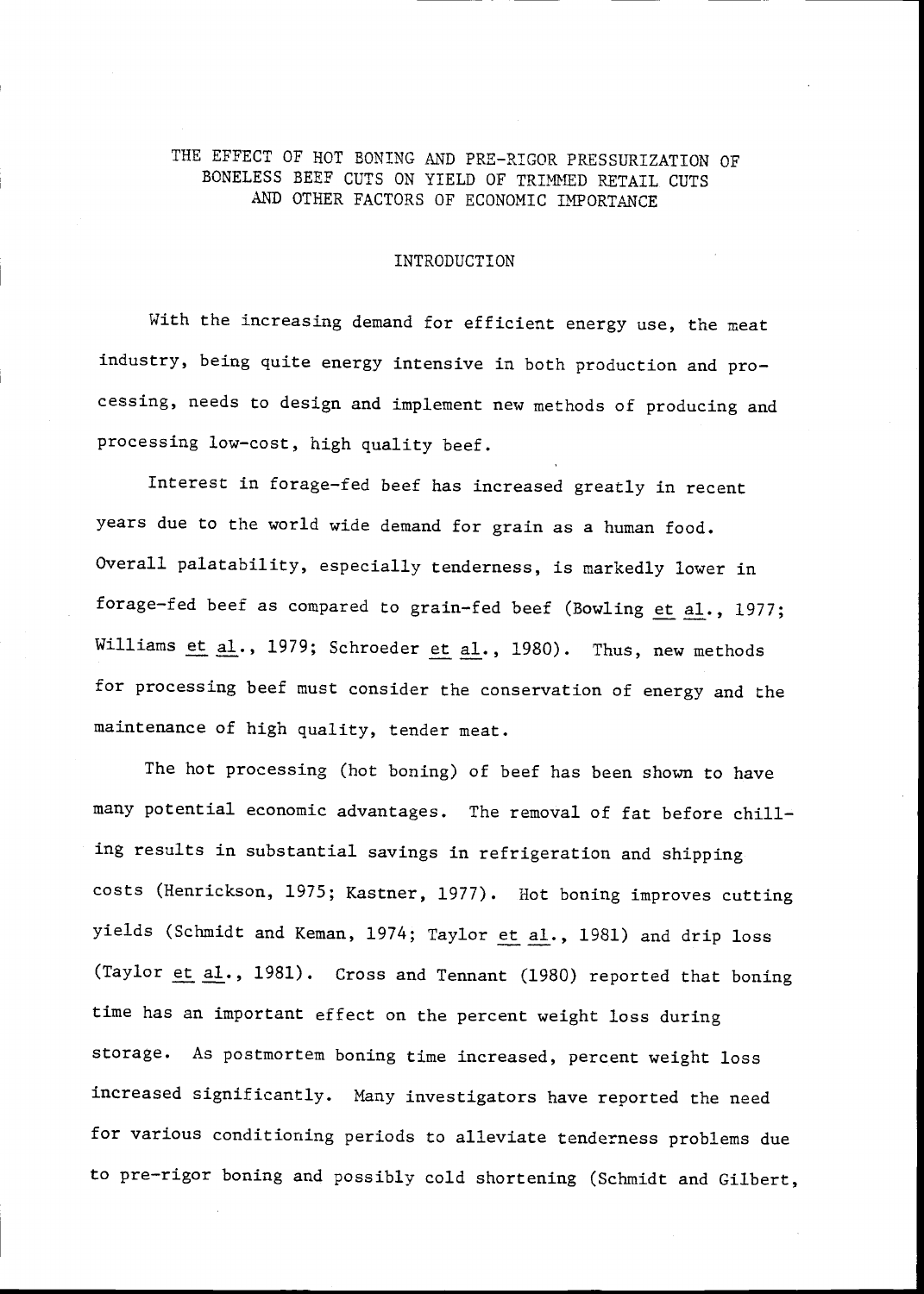# THE EFFECT OF HOT BONING AND PRE-RIGOR PRESSURIZATION OF BONELESS BEEF CUTS ON YIELD OF TRIMMED RETAIL CUTS AND OTHER FACTORS OF ECONOMIC IMPORTANCE

## INTRODUCTION

With the increasing demand for efficient energy use, the meat industry, being quite energy intensive in both production and processing, needs to design and implement new methods of producing and processing low-cost, high quality beef.

Interest in forage-fed beef has increased greatly in recent years due to the world wide demand for grain as a human food. Overall palatability, especially tenderness, is markedly lower in forage-fed beef as compared to grain-fed beef (Bowling et al., 1977; Williams et al., 1979; Schroeder et al., 1980). Thus, new methods for processing beef must consider the conservation of energy and the maintenance of high quality, tender meat.

The hot processing (hot boning) of beef has been shown to have many potential economic advantages. The removal of fat before chilling results in substantial savings in refrigeration and shipping costs (Henrickson, 1975; Kastner, 1977). Hot boning improves cutting yields (Schmidt and Keman, 1974; Taylor et al., 1981) and drip loss (Taylor et al., 1981). Cross and Tennant (1980) reported that boning time has an important effect on the percent weight loss during storage. As postmortem boning time increased, percent weight loss increased significantly. Many investigators have reported the need for various conditioning periods to alleviate tenderness problems due to pre-rigor boning and possibly cold shortening (Schmidt and Gilbert,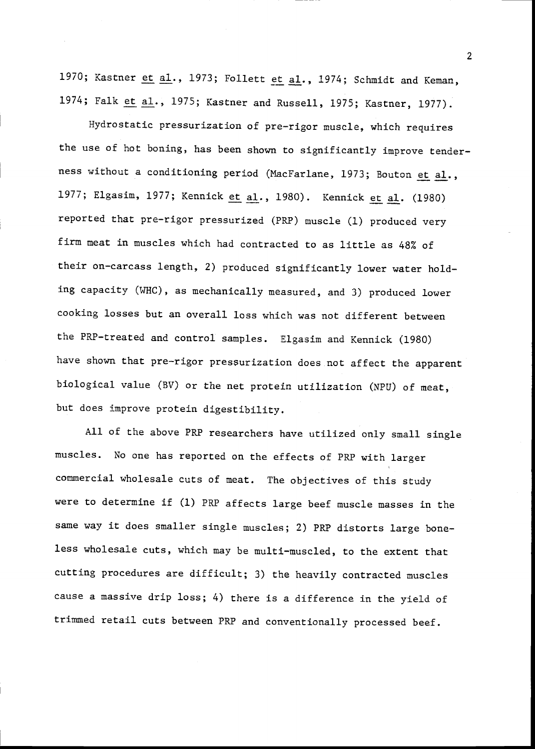1970; Kastner et al., 1973; Follett et al., 1974; Schmidt and Keman, 1974; Falk et al., 1975; Kastner and Russell, 1975; Kastner, 1977).

Hydrostatic pressurization of pre-rigor muscle, which requires the use of hot boning, has been shown to significantly improve tenderness without a conditioning period (MacFarlane, 1973; Bouton et al., 1977; Elgasim, 1977; Kennick et al., 1980). Kennick et al. (1980) reported that pre-rigor pressurized (PRP) muscle (1) produced very firm meat in muscles which had contracted to as little as 48% of their on-carcass length, 2) produced significantly lower water holding capacity (WHC), as mechanically measured, and 3) produced lower cooking losses but an overall loss which was not different between the PRP-treated and control samples. Elgasim and Kennick (1980) have shown that pre-rigor pressurization does not affect the apparent biological value (BV) or the net protein utilization (NPU) of meat, but does improve protein digestibility.

All of the above PRP researchers have utilized only small single muscles. No one has reported on the effects of PRP with larger commercial wholesale cuts of meat. The objectives of this study were to determine if (1) PRP affects large beef muscle masses in the same way it does smaller single muscles; 2) PRP distorts large boneless wholesale cuts, which may be multi-muscled, to the extent that cutting procedures are difficult; 3) the heavily contracted muscles cause a massive drip loss; 4) there is a difference in the yield of trimmed retail cuts between PRP and conventionally processed beef.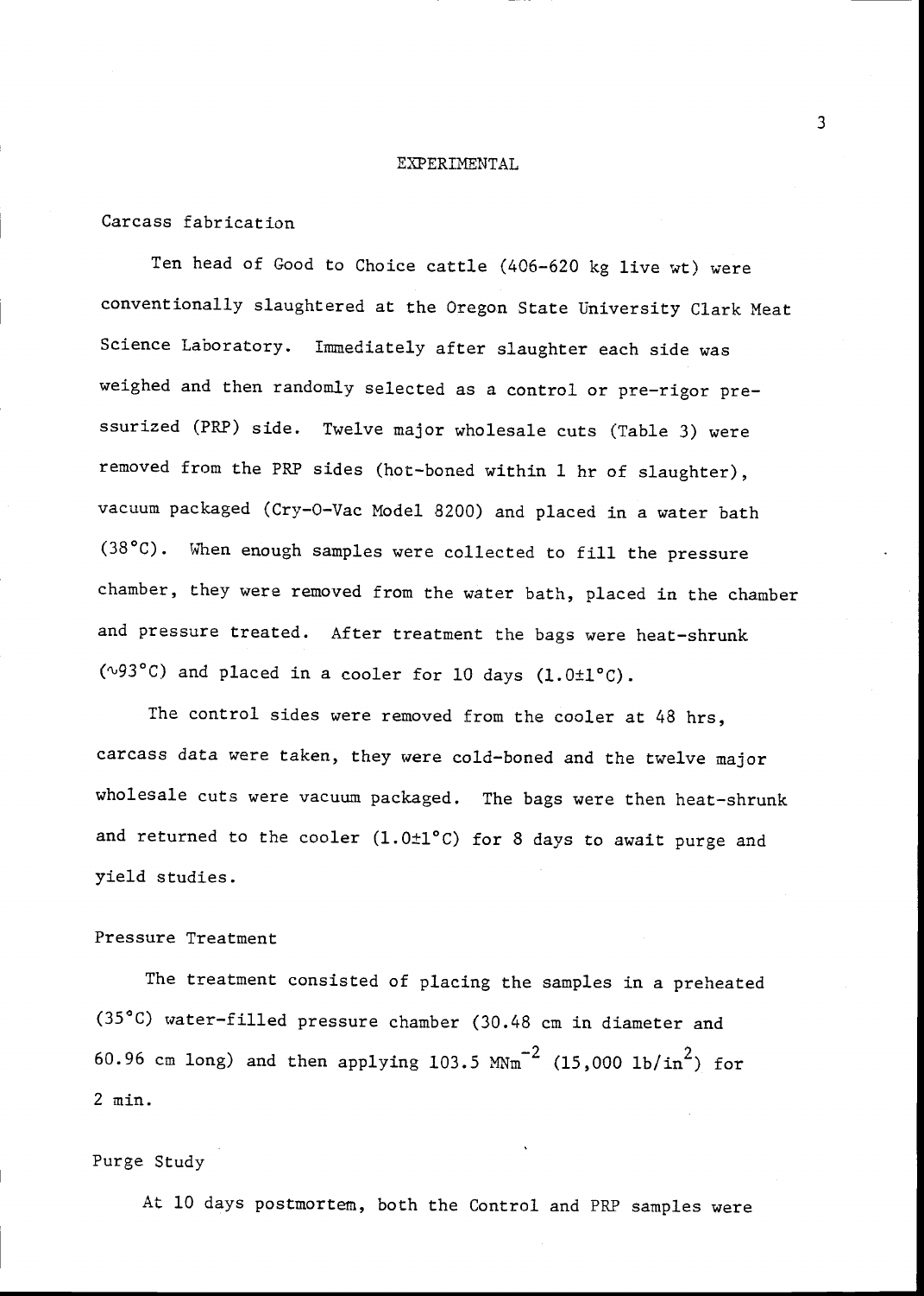## EXPERIMENTAL

### Carcass fabrication

Ten head of Good to Choice cattle (406-620 kg live wt) were conventionally slaughtered at the Oregon State University Clark Meat Science Laboratory. Immediately after slaughter each side was weighed and then randomly selected as a control or pre-rigor pressurized (PRP) side. Twelve major wholesale cuts (Table 3) were removed from the PRP sides (hot-boned within 1 hr of slaughter), vacuum packaged (Cry-O-Vac Model 8200) and placed in a water bath (38°C). When enough samples were collected to fill the pressure chamber, they were removed from the water bath, placed in the chamber and pressure treated. After treatment the bags were heat-shrunk (∿93°C) and placed in a cooler for 10 days (1.0±1°C).

The control sides were removed from the cooler at 48 hrs, carcass data were taken, they were cold-boned and the twelve major wholesale cuts were vacuum packaged. The bags were then heat-shrunk and returned to the cooler (1.0±1°C) for 8 days to await purge and yield studies.

### Pressure Treatment

The treatment consisted of placing the samples in a preheated (35°C) water-filled pressure chamber (30.48 cm in diameter and 60.96 cm long) and then applying 103.5 $MNm^{-2}$ (15,000 $lb/in^2$) for 2 min.

### Purge Study

At 10 days postmortem, both the Control and PRP samples were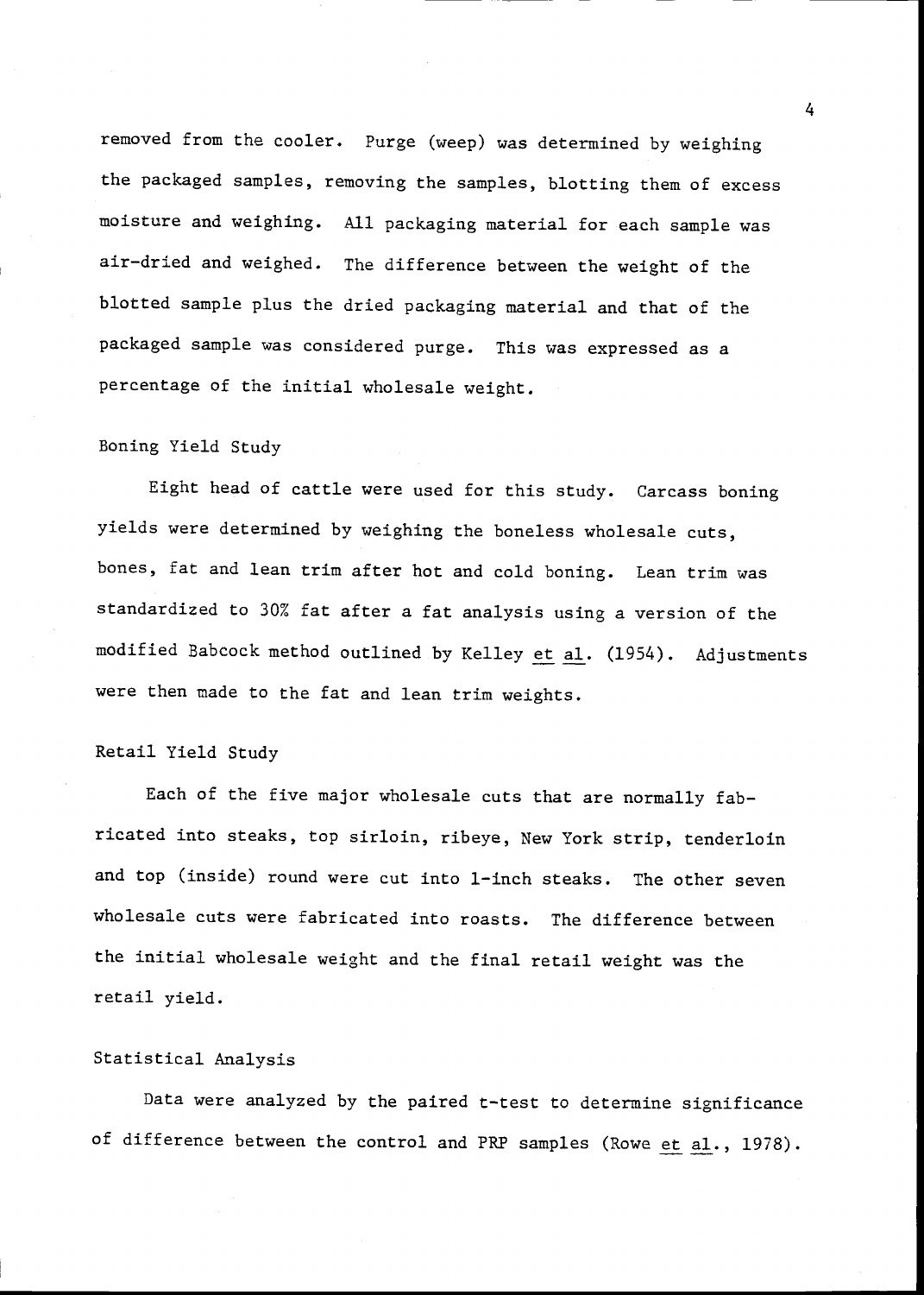removed from the cooler. Purge (weep) was determined by weighing the packaged samples, removing the samples, blotting them of excess moisture and weighing. All packaging material for each sample was air-dried and weighed. The difference between the weight of the blotted sample plus the dried packaging material and that of the packaged sample was considered purge. This was expressed as a percentage of the initial wholesale weight.

### Boning Yield Study

Eight head of cattle were used for this study. Carcass boning yields were determined by weighing the boneless wholesale cuts, bones, fat and lean trim after hot and cold boning. Lean trim was standardized to 30% fat after a fat analysis using a version of the modified Babcock method outlined by Kelley et al. (1954). Adjustments were then made to the fat and lean trim weights.

### Retail Yield Study

Each of the five major wholesale cuts that are normally fabricated into steaks, top sirloin, ribeye, New York strip, tenderloin and top (inside) round were cut into 1-inch steaks. The other seven wholesale cuts were fabricated into roasts. The difference between the initial wholesale weight and the final retail weight was the retail yield.

### Statistical Analysis

Data were analyzed by the paired t-test to determine significance of difference between the control and PRP samples (Rowe et al., 1978).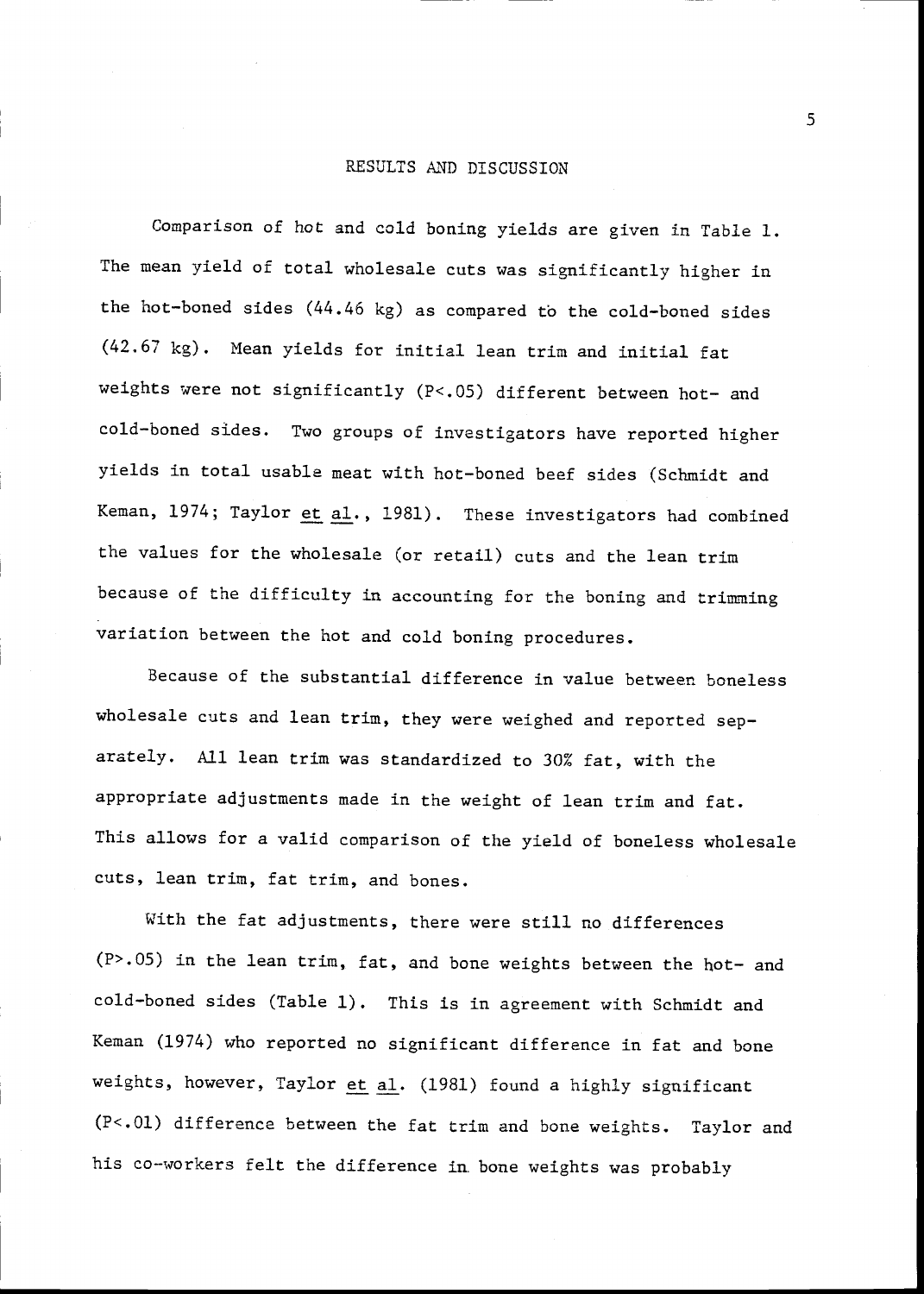## RESULTS AND DISCUSSION

Comparison of hot and cold boning yields are given in Table 1. The mean yield of total wholesale cuts was significantly higher in the hot-boned sides (44.46 kg) as compared to the cold-boned sides (42.67 kg). Mean yields for initial lean trim and initial fat weights were not significantly ($P<.05$) different between hot- and cold-boned sides. Two groups of investigators have reported higher yields in total usable meat with hot-boned beef sides (Schmidt and Keman, 1974; Taylor et al., 1981). These investigators had combined the values for the wholesale (or retail) cuts and the lean trim because of the difficulty in accounting for the boning and trimming variation between the hot and cold boning procedures.

Because of the substantial difference in value between boneless wholesale cuts and lean trim, they were weighed and reported separately. All lean trim was standardized to 30% fat, with the appropriate adjustments made in the weight of lean trim and fat. This allows for a valid comparison of the yield of boneless wholesale cuts, lean trim, fat trim, and bones.

With the fat adjustments, there were still no differences ($P>.05$) in the lean trim, fat, and bone weights between the hot- and cold-boned sides (Table 1). This is in agreement with Schmidt and Keman (1974) who reported no significant difference in fat and bone weights, however, Taylor et al. (1981) found a highly significant ($P<.01$) difference between the fat trim and bone weights. Taylor and his co-workers felt the difference in bone weights was probably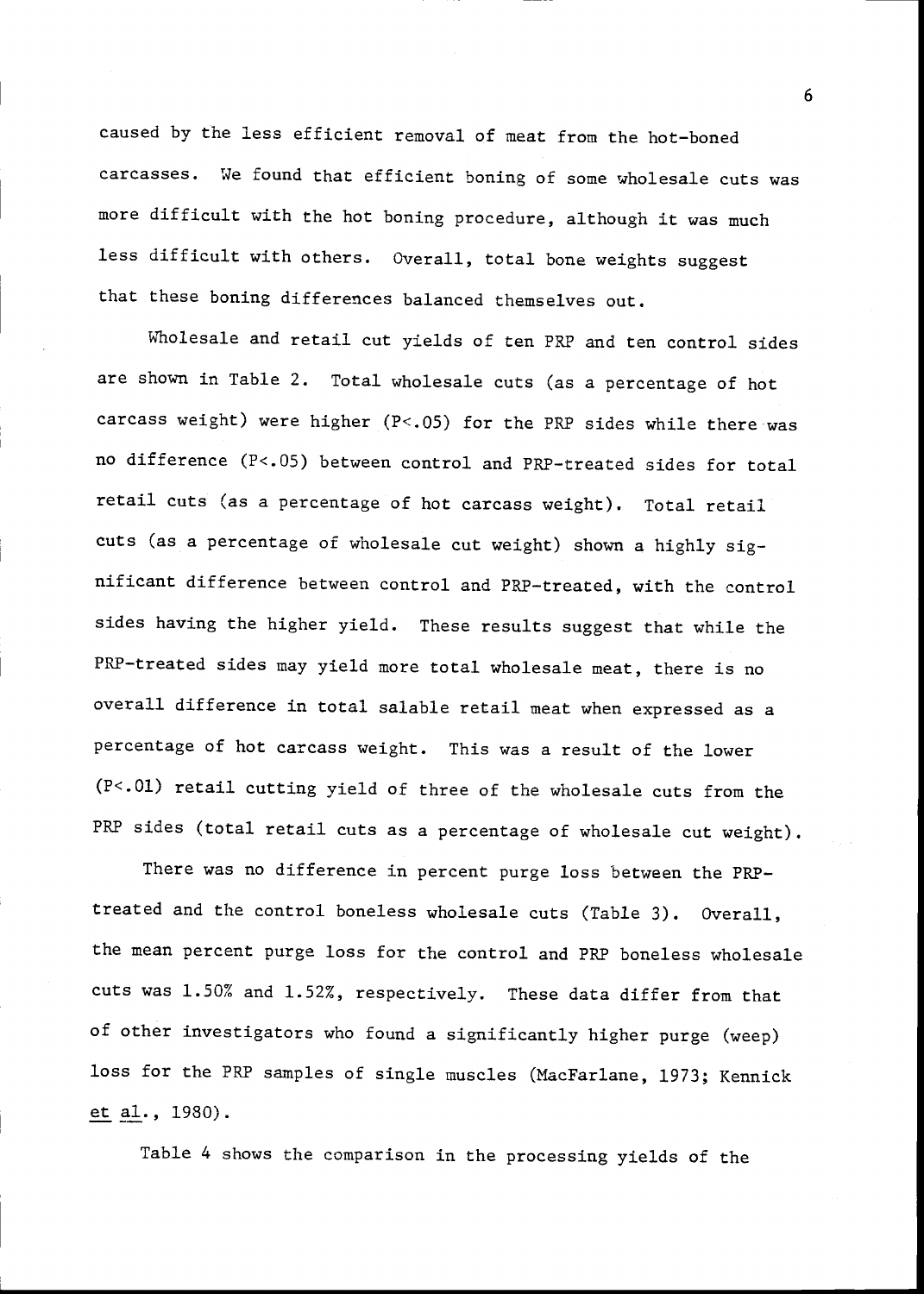caused by the less efficient removal of meat from the hot-boned carcasses. We found that efficient boning of some wholesale cuts was more difficult with the hot boning procedure, although it was much less difficult with others. Overall, total bone weights suggest that these boning differences balanced themselves out.

Wholesale and retail cut yields of ten PRP and ten control sides are shown in Table 2. Total wholesale cuts (as a percentage of hot carcass weight) were higher ($P<.05$) for the PRP sides while there was no difference ($P<.05$) between control and PRP-treated sides for total retail cuts (as a percentage of hot carcass weight). Total retail cuts (as a percentage of wholesale cut weight) shown a highly significant difference between control and PRP-treated, with the control sides having the higher yield. These results suggest that while the PRP-treated sides may yield more total wholesale meat, there is no overall difference in total salable retail meat when expressed as a percentage of hot carcass weight. This was a result of the lower ($P<.01$) retail cutting yield of three of the wholesale cuts from the PRP sides (total retail cuts as a percentage of wholesale cut weight).

There was no difference in percent purge loss between the PRP-treated and the control boneless wholesale cuts (Table 3). Overall, the mean percent purge loss for the control and PRP boneless wholesale cuts was 1.50% and 1.52%, respectively. These data differ from that of other investigators who found a significantly higher purge (weep) loss for the PRP samples of single muscles (MacFarlane, 1973; Kennick _et al._, 1980).

Table 4 shows the comparison in the processing yields of the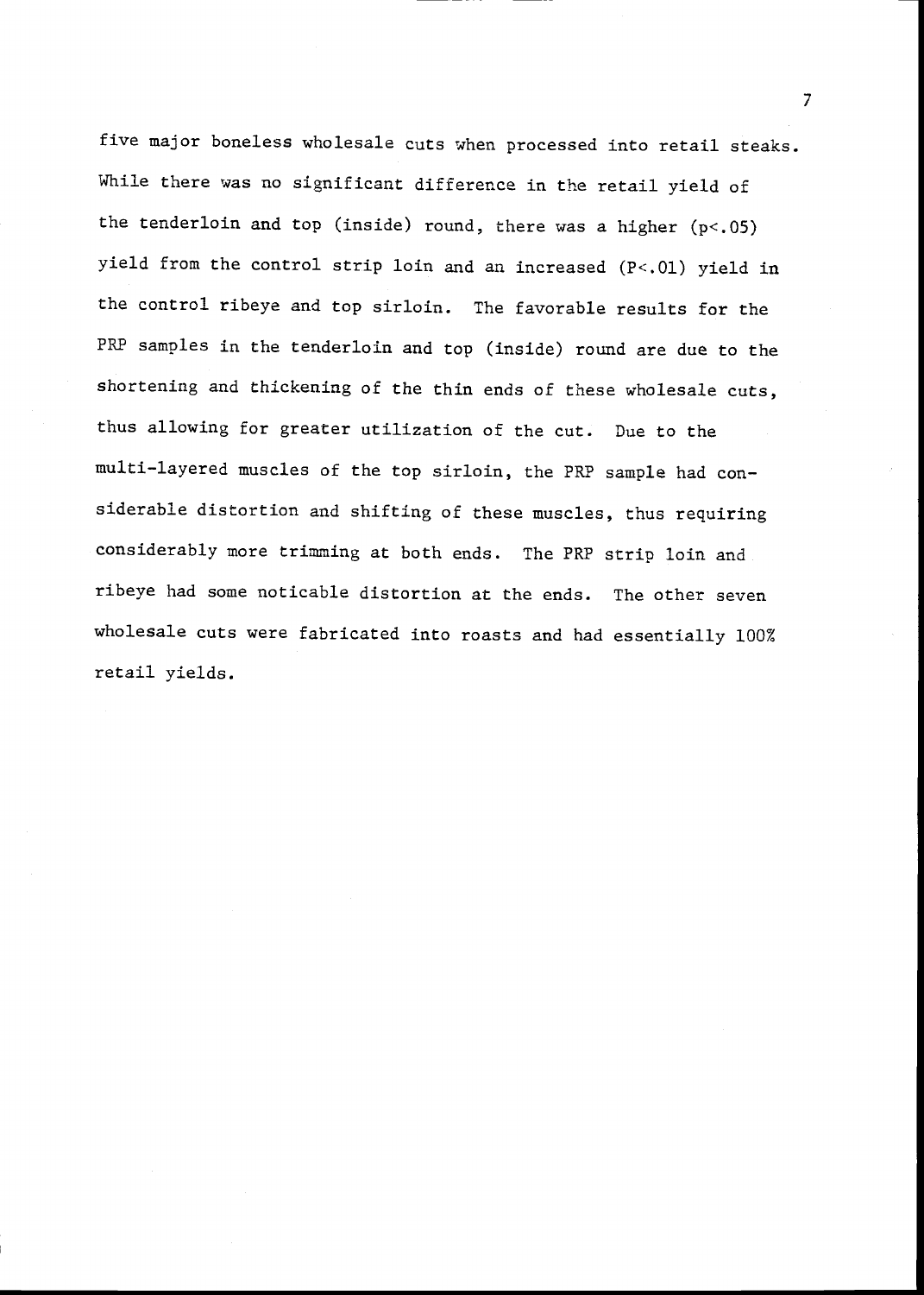five major boneless wholesale cuts when processed into retail steaks. While there was no significant difference in the retail yield of the tenderloin and top (inside) round, there was a higher ($p<.05$) yield from the control strip loin and an increased ($P<.01$) yield in the control ribeye and top sirloin. The favorable results for the PRP samples in the tenderloin and top (inside) round are due to the shortening and thickening of the thin ends of these wholesale cuts, thus allowing for greater utilization of the cut. Due to the multi-layered muscles of the top sirloin, the PRP sample had considerable distortion and shifting of these muscles, thus requiring considerably more trimming at both ends. The PRP strip loin and ribeye had some noticable distortion at the ends. The other seven wholesale cuts were fabricated into roasts and had essentially 100% retail yields.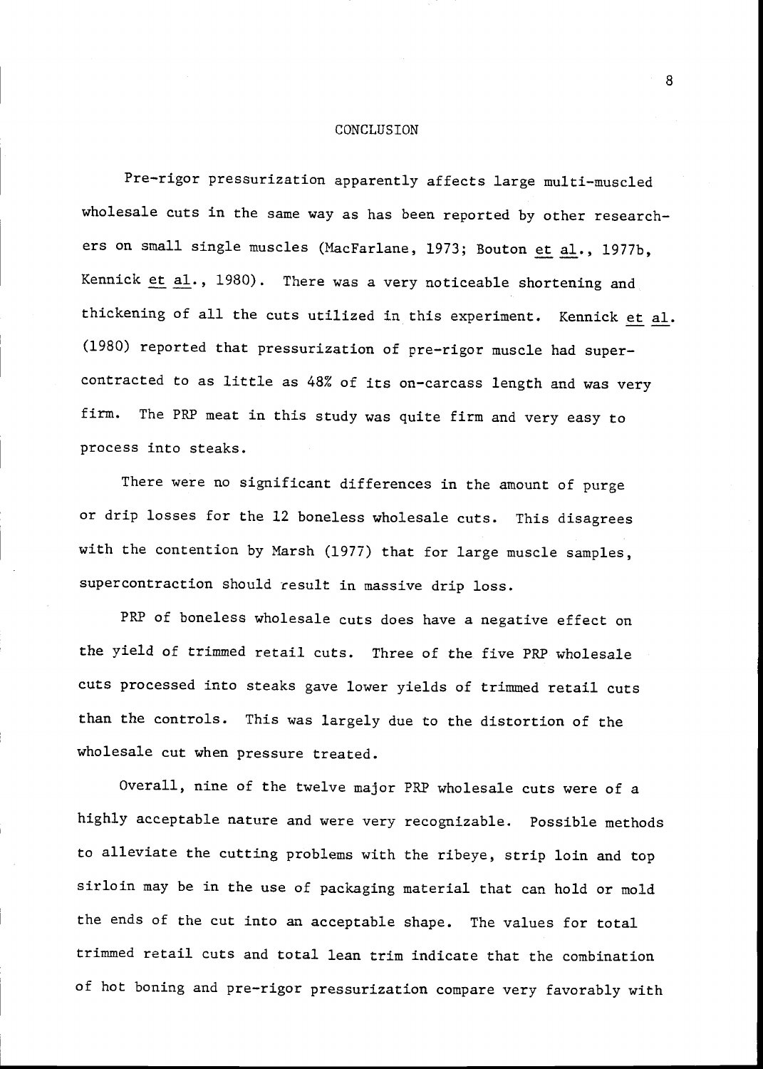# CONCLUSION

Pre-rigor pressurization apparently affects large multi-muscled wholesale cuts in the same way as has been reported by other researchers on small single muscles (MacFarlane, 1973; Bouton _et al._, 1977b, Kennick _et al._, 1980). There was a very noticeable shortening and thickening of all the cuts utilized in this experiment. Kennick _et al._ (1980) reported that pressurization of pre-rigor muscle had supercontracted to as little as 48% of its on-carcass length and was very firm. The PRP meat in this study was quite firm and very easy to process into steaks.

There were no significant differences in the amount of purge or drip losses for the 12 boneless wholesale cuts. This disagrees with the contention by Marsh (1977) that for large muscle samples, supercontraction should result in massive drip loss.

PRP of boneless wholesale cuts does have a negative effect on the yield of trimmed retail cuts. Three of the five PRP wholesale cuts processed into steaks gave lower yields of trimmed retail cuts than the controls. This was largely due to the distortion of the wholesale cut when pressure treated.

Overall, nine of the twelve major PRP wholesale cuts were of a highly acceptable nature and were very recognizable. Possible methods to alleviate the cutting problems with the ribeye, strip loin and top sirloin may be in the use of packaging material that can hold or mold the ends of the cut into an acceptable shape. The values for total trimmed retail cuts and total lean trim indicate that the combination of hot boning and pre-rigor pressurization compare very favorably with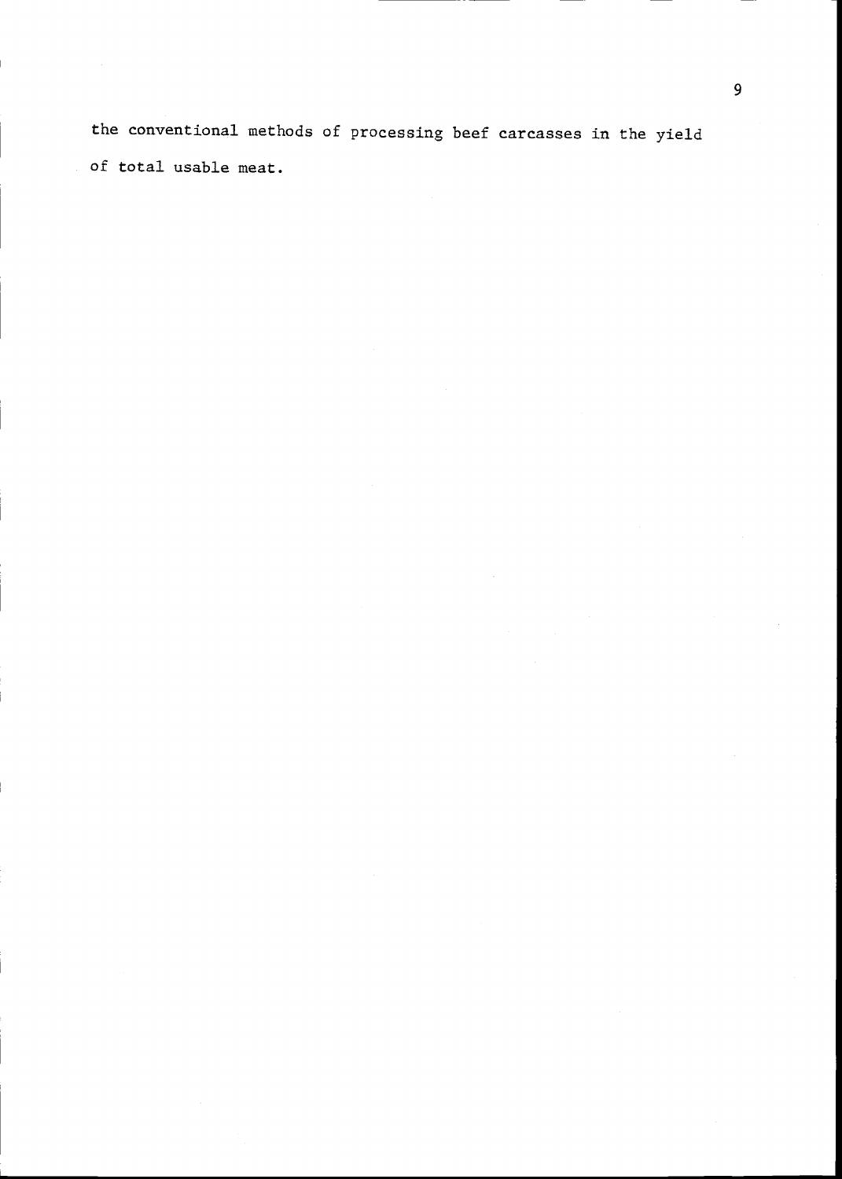the conventional methods of processing beef carcasses in the yield of total usable meat.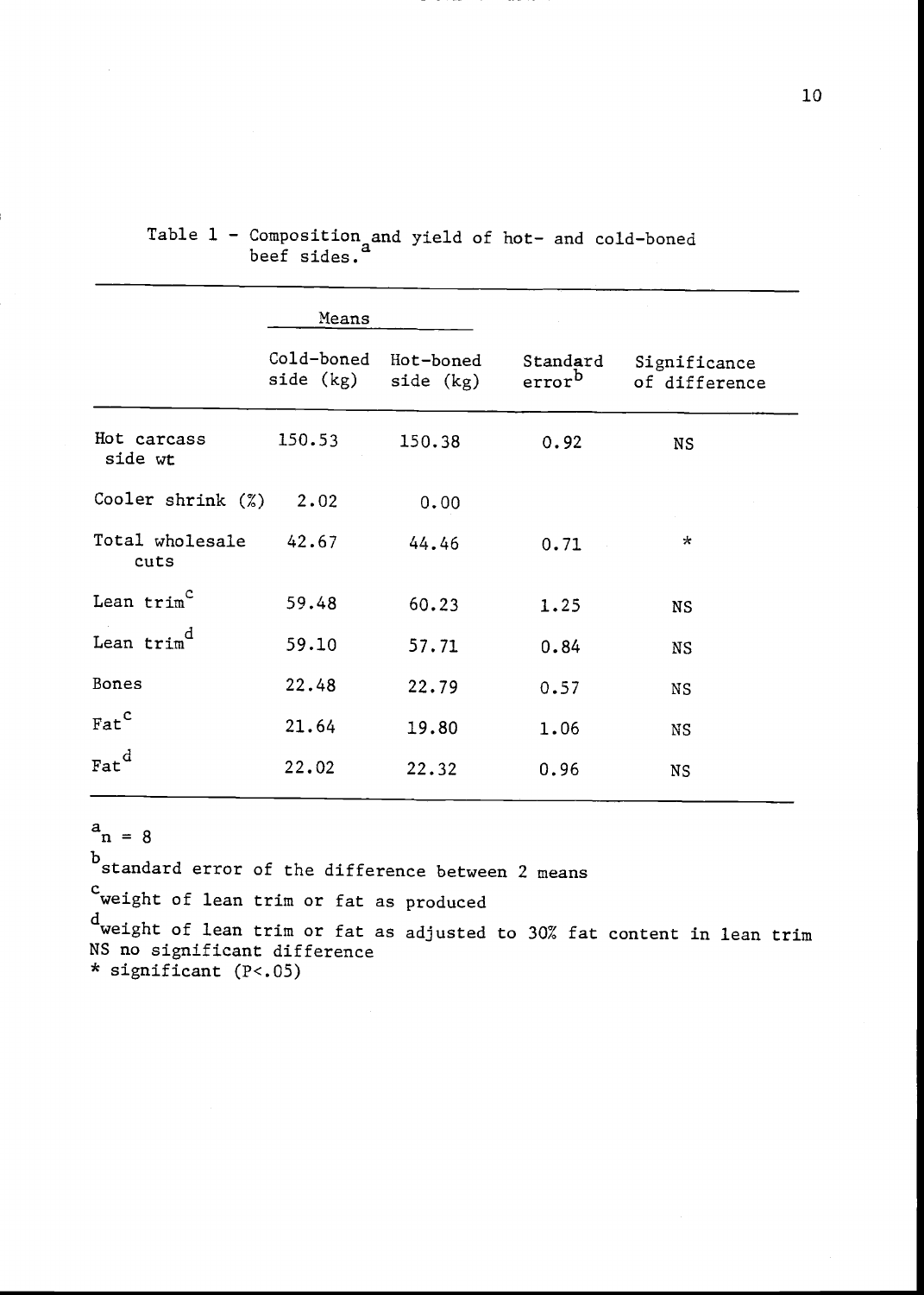Table 1 - Composition and yield of hot- and cold-boned beef sides.[a]

| | Means | | | |
|---|---|---|---|---|
| | Cold-boned side (kg) | Hot-boned side (kg) | Standard error[b] | Significance of difference |
| Hot carcass side wt | 150.53 | 150.38 | 0.92 | NS |
| Cooler shrink (%) | 2.02 | 0.00 | | |
| Total wholesale cuts | 42.67 | 44.46 | 0.71 | * |
| Lean trim[c] | 59.48 | 60.23 | 1.25 | NS |
| Lean trim[d] | 59.10 | 57.71 | 0.84 | NS |
| Bones | 22.48 | 22.79 | 0.57 | NS |
| Fat[c] | 21.64 | 19.80 | 1.06 | NS |
| Fat[d] | 22.02 | 22.32 | 0.96 | NS |

[a] n = 8

[b] standard error of the difference between 2 means

[c] weight of lean trim or fat as produced

[d] weight of lean trim or fat as adjusted to 30% fat content in lean trim

NS no significant difference

* significant ($P<.05$)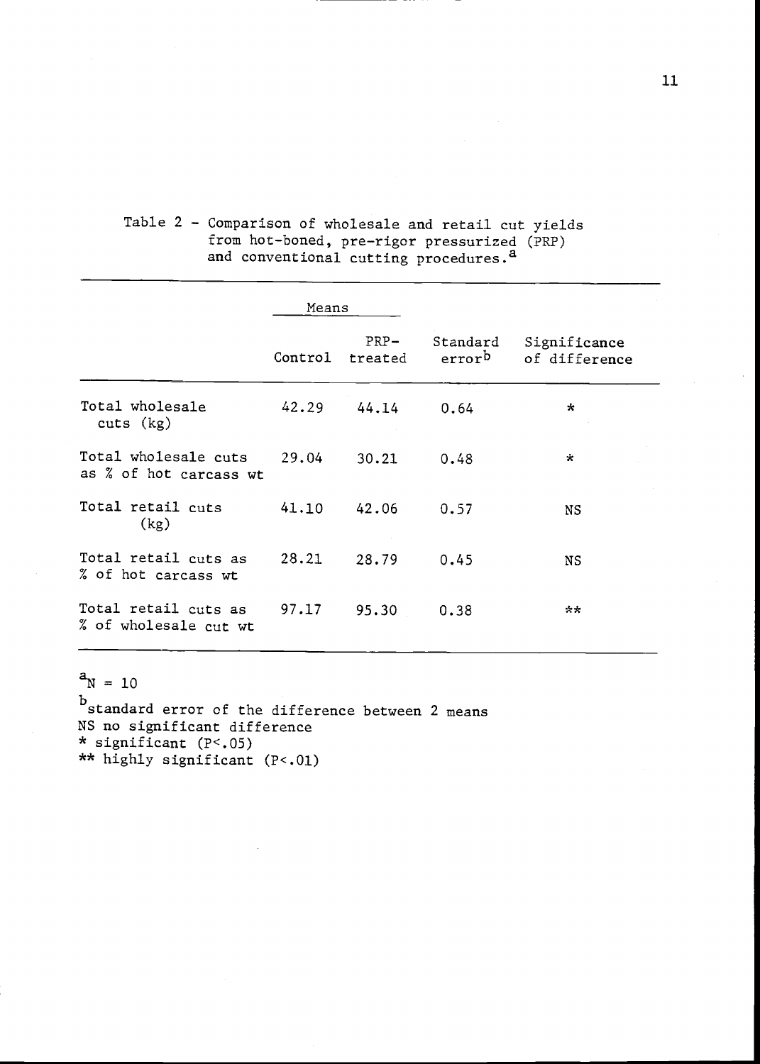Table 2 - Comparison of wholesale and retail cut yields from hot-boned, pre-rigor pressurized (PRP) and conventional cutting procedures.[a]

| | Means | | | |
|---|---|---|---|---|
| | Control | PRP-treated | Standard error[b] | Significance of difference |
| Total wholesale cuts (kg) | 42.29 | 44.14 | 0.64 | * |
| Total wholesale cuts as % of hot carcass wt | 29.04 | 30.21 | 0.48 | * |
| Total retail cuts (kg) | 41.10 | 42.06 | 0.57 | NS |
| Total retail cuts as % of hot carcass wt | 28.21 | 28.79 | 0.45 | NS |
| Total retail cuts as % of wholesale cut wt | 97.17 | 95.30 | 0.38 | ** |

[a]N = 10

[b]standard error of the difference between 2 means

NS no significant difference

* significant ($P<.05$)

** highly significant ($P<.01$)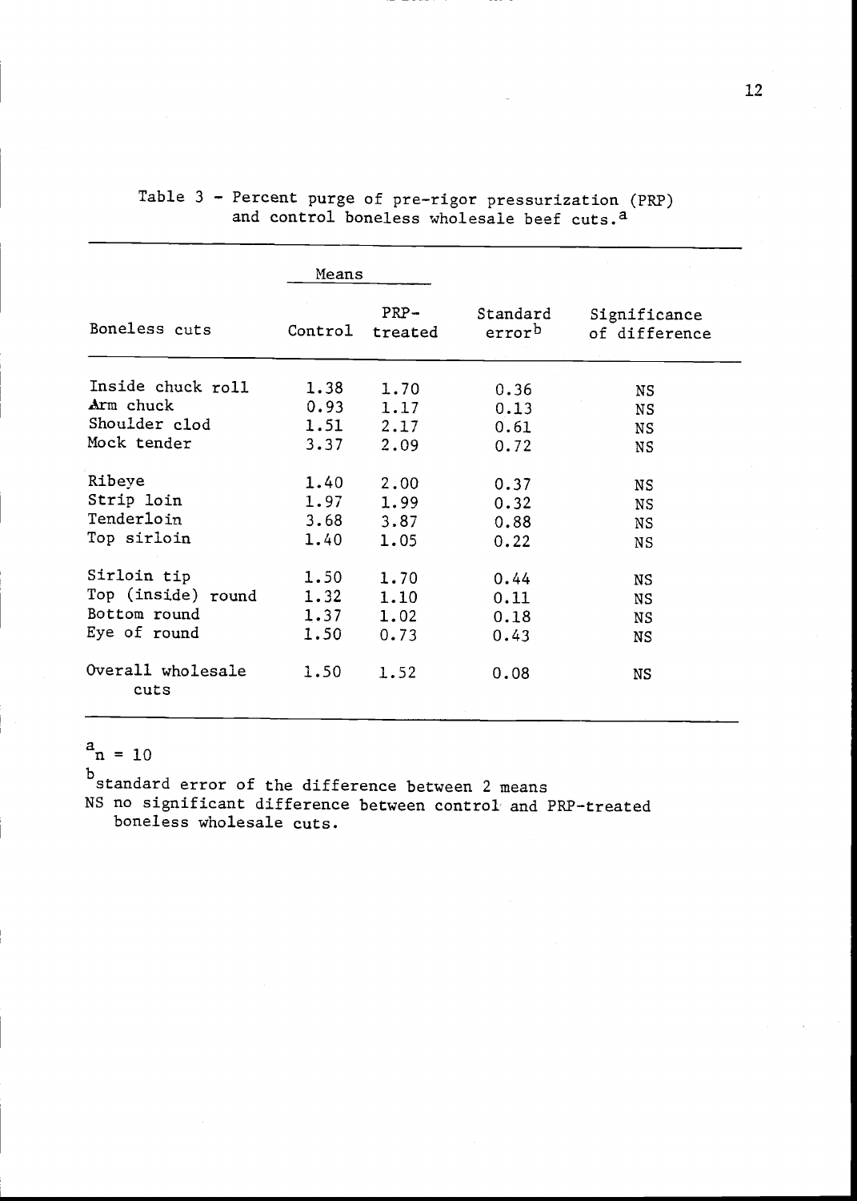Table 3 - Percent purge of pre-rigor pressurization (PRP) and control boneless wholesale beef cuts.[a]

| Boneless cuts | Means | | Standard error[b] | Significance of difference |
|---|---|---|---|---|
| | Control | PRP-treated | | |
| Inside chuck roll | 1.38 | 1.70 | 0.36 | NS |
| Arm chuck | 0.93 | 1.17 | 0.13 | NS |
| Shoulder clod | 1.51 | 2.17 | 0.61 | NS |
| Mock tender | 3.37 | 2.09 | 0.72 | NS |
| Ribeye | 1.40 | 2.00 | 0.37 | NS |
| Strip loin | 1.97 | 1.99 | 0.32 | NS |
| Tenderloin | 3.68 | 3.87 | 0.88 | NS |
| Top sirloin | 1.40 | 1.05 | 0.22 | NS |
| Sirloin tip | 1.50 | 1.70 | 0.44 | NS |
| Top (inside) round | 1.32 | 1.10 | 0.11 | NS |
| Bottom round | 1.37 | 1.02 | 0.18 | NS |
| Eye of round | 1.50 | 0.73 | 0.43 | NS |
| Overall wholesale cuts | 1.50 | 1.52 | 0.08 | NS |

[a] n = 10

[b] standard error of the difference between 2 means

NS no significant difference between control and PRP-treated boneless wholesale cuts.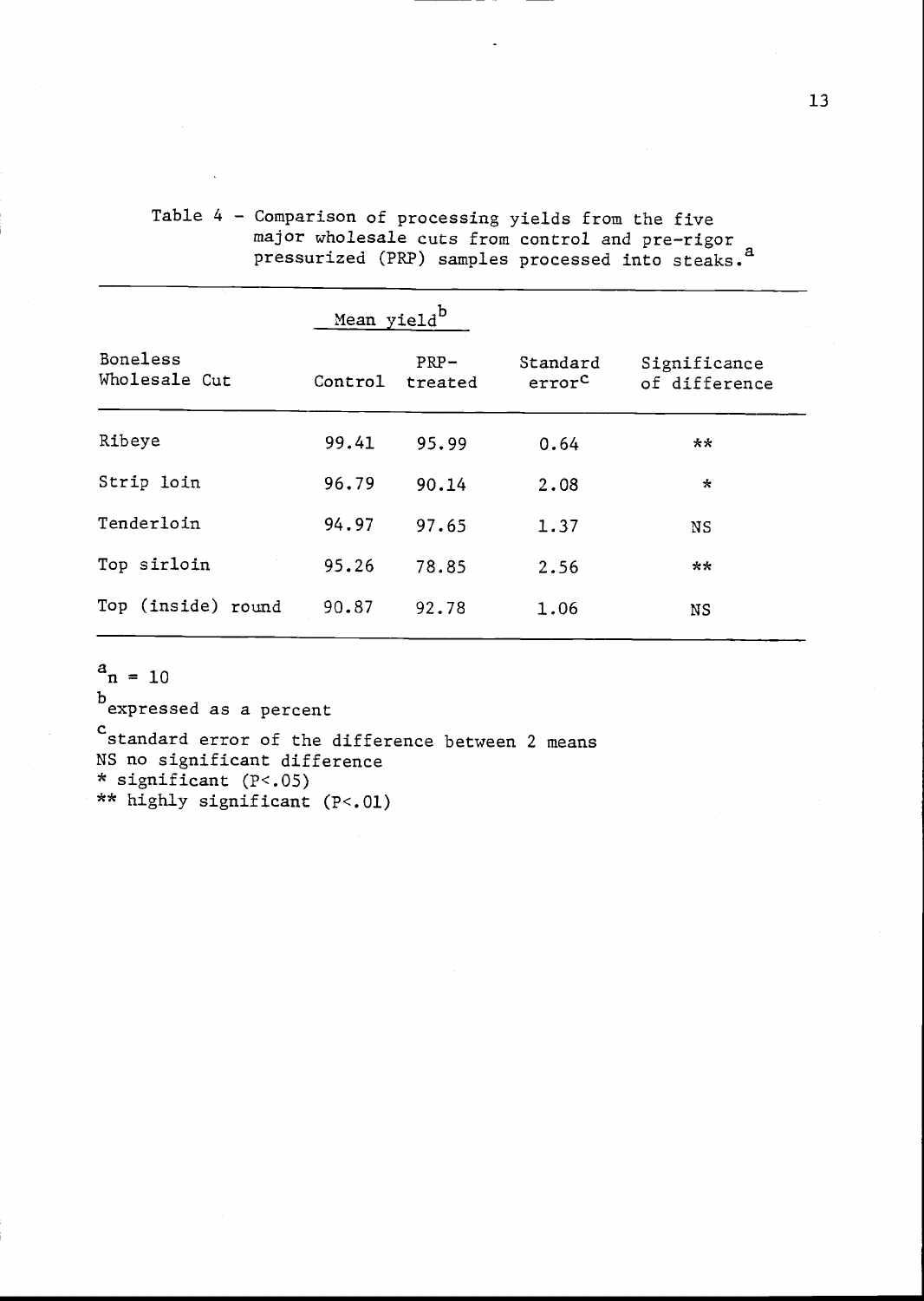Table 4 - Comparison of processing yields from the five major wholesale cuts from control and pre-rigor pressurized (PRP) samples processed into steaks.[a]

| Boneless Wholesale Cut | Mean yield[b] Control | PRP-treated | Standard error[c] | Significance of difference |
|---|---|---|---|---|
| Ribeye | 99.41 | 95.99 | 0.64 | ** |
| Strip loin | 96.79 | 90.14 | 2.08 | * |
| Tenderloin | 94.97 | 97.65 | 1.37 | NS |
| Top sirloin | 95.26 | 78.85 | 2.56 | ** |
| Top (inside) round | 90.87 | 92.78 | 1.06 | NS |

[a] n = 10

[b] expressed as a percent

[c] standard error of the difference between 2 means

NS no significant difference

* significant ($P<.05$)

** highly significant ($P<.01$)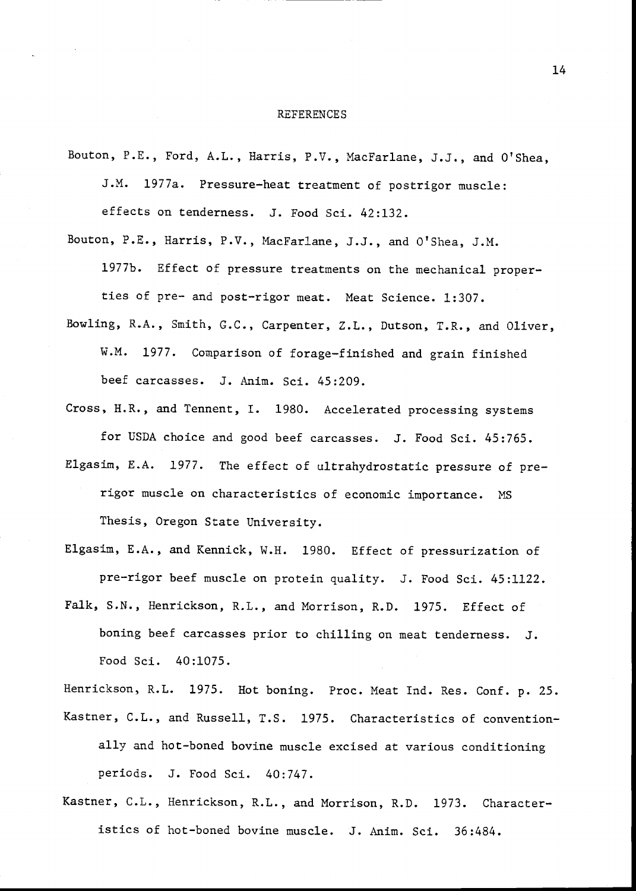## REFERENCES

Bouton, P.E., Ford, A.L., Harris, P.V., MacFarlane, J.J., and O'Shea, J.M. 1977a. Pressure-heat treatment of postrigor muscle: effects on tenderness. J. Food Sci. 42:132.

Bouton, P.E., Harris, P.V., MacFarlane, J.J., and O'Shea, J.M. 1977b. Effect of pressure treatments on the mechanical properties of pre- and post-rigor meat. Meat Science. 1:307.

Bowling, R.A., Smith, G.C., Carpenter, Z.L., Dutson, T.R., and Oliver, W.M. 1977. Comparison of forage-finished and grain finished beef carcasses. J. Anim. Sci. 45:209.

Cross, H.R., and Tennent, I. 1980. Accelerated processing systems for USDA choice and good beef carcasses. J. Food Sci. 45:765.

Elgasim, E.A. 1977. The effect of ultrahydrostatic pressure of pre-rigor muscle on characteristics of economic importance. MS Thesis, Oregon State University.

Elgasim, E.A., and Kennick, W.H. 1980. Effect of pressurization of pre-rigor beef muscle on protein quality. J. Food Sci. 45:1122.

Falk, S.N., Henrickson, R.L., and Morrison, R.D. 1975. Effect of boning beef carcasses prior to chilling on meat tenderness. J. Food Sci. 40:1075.

Henrickson, R.L. 1975. Hot boning. Proc. Meat Ind. Res. Conf. p. 25.

Kastner, C.L., and Russell, T.S. 1975. Characteristics of conventionally and hot-boned bovine muscle excised at various conditioning periods. J. Food Sci. 40:747.

Kastner, C.L., Henrickson, R.L., and Morrison, R.D. 1973. Characteristics of hot-boned bovine muscle. J. Anim. Sci. 36:484.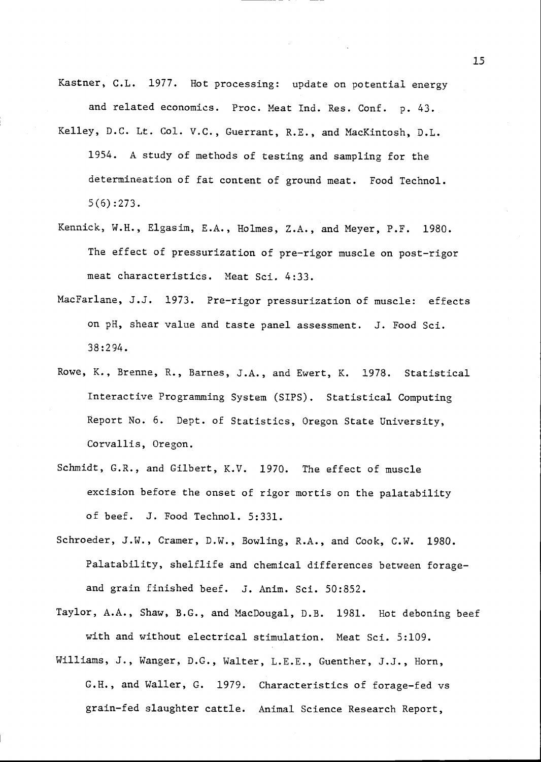Kastner, C.L. 1977. Hot processing: update on potential energy and related economics. Proc. Meat Ind. Res. Conf. p. 43.

Kelley, D.C. Lt. Col. V.C., Guerrant, R.E., and MacKintosh, D.L. 1954. A study of methods of testing and sampling for the determineation of fat content of ground meat. Food Technol. 5(6):273.

Kennick, W.H., Elgasim, E.A., Holmes, Z.A., and Meyer, P.F. 1980. The effect of pressurization of pre-rigor muscle on post-rigor meat characteristics. Meat Sci. 4:33.

MacFarlane, J.J. 1973. Pre-rigor pressurization of muscle: effects on pH, shear value and taste panel assessment. J. Food Sci. 38:294.

Rowe, K., Brenne, R., Barnes, J.A., and Ewert, K. 1978. Statistical Interactive Programming System (SIPS). Statistical Computing Report No. 6. Dept. of Statistics, Oregon State University, Corvallis, Oregon.

Schmidt, G.R., and Gilbert, K.V. 1970. The effect of muscle excision before the onset of rigor mortis on the palatability of beef. J. Food Technol. 5:331.

Schroeder, J.W., Cramer, D.W., Bowling, R.A., and Cook, C.W. 1980. Palatability, shelflife and chemical differences between forage- and grain finished beef. J. Anim. Sci. 50:852.

Taylor, A.A., Shaw, B.G., and MacDougal, D.B. 1981. Hot deboning beef with and without electrical stimulation. Meat Sci. 5:109.

Williams, J., Wanger, D.G., Walter, L.E.E., Guenther, J.J., Horn, G.H., and Waller, G. 1979. Characteristics of forage-fed vs grain-fed slaughter cattle. Animal Science Research Report,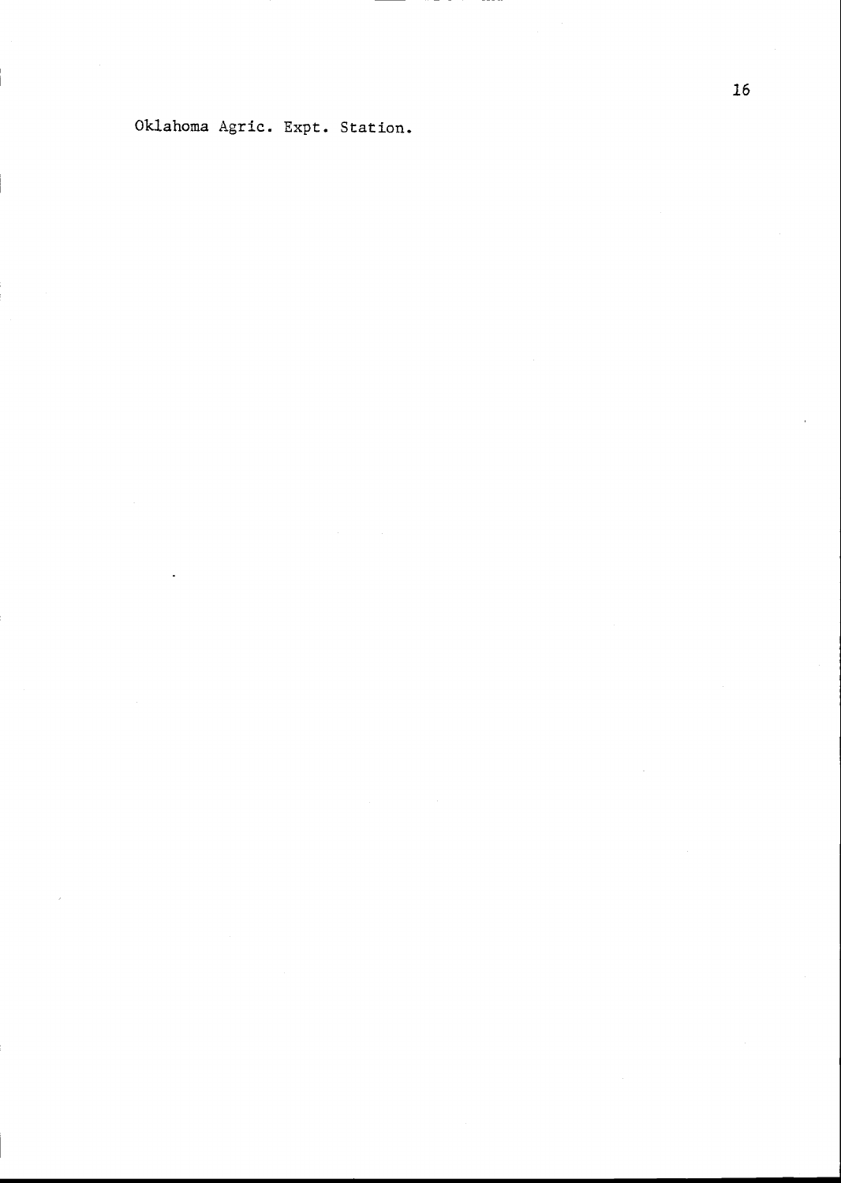Oklahoma Agric. Expt. Station.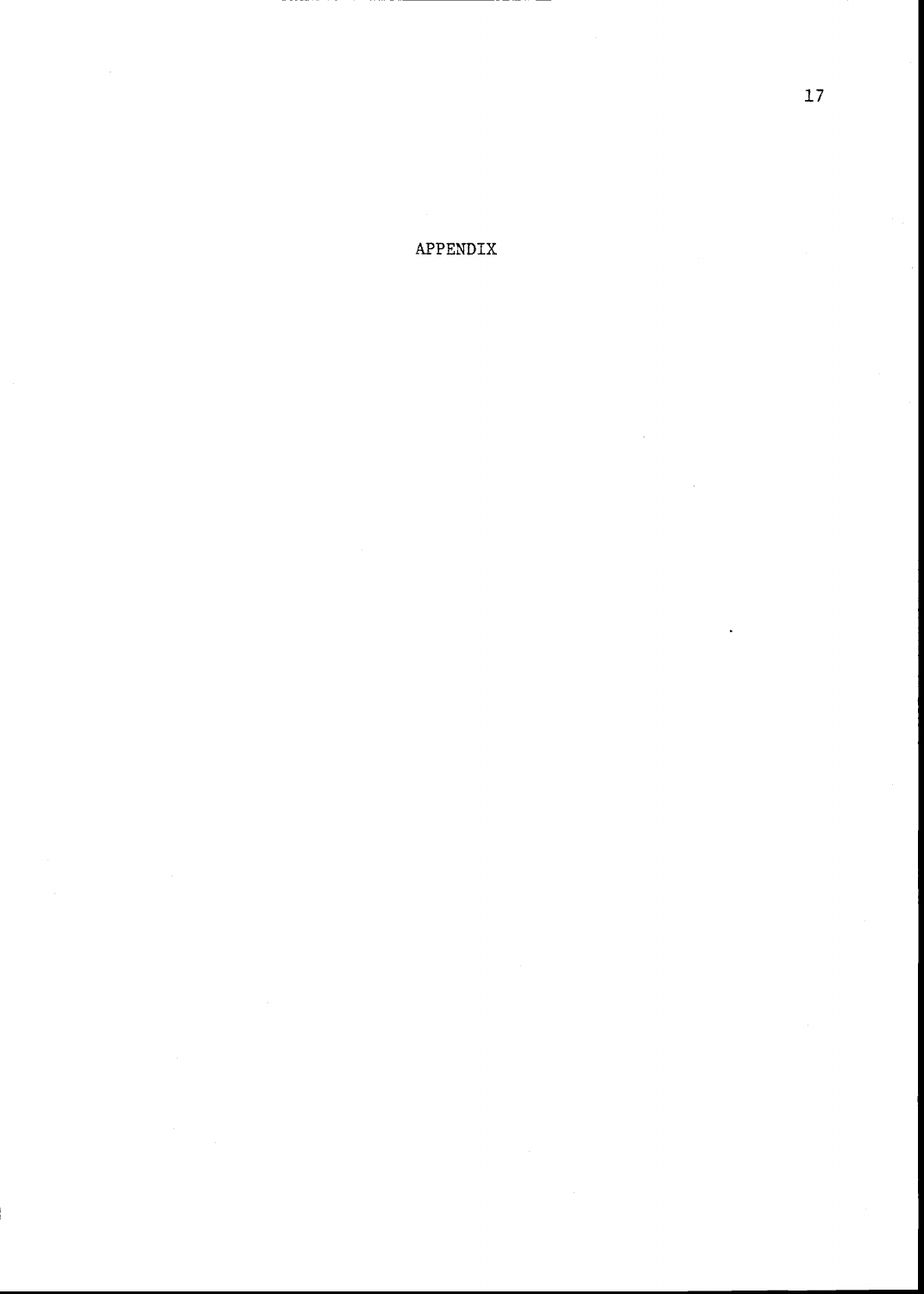# APPENDIX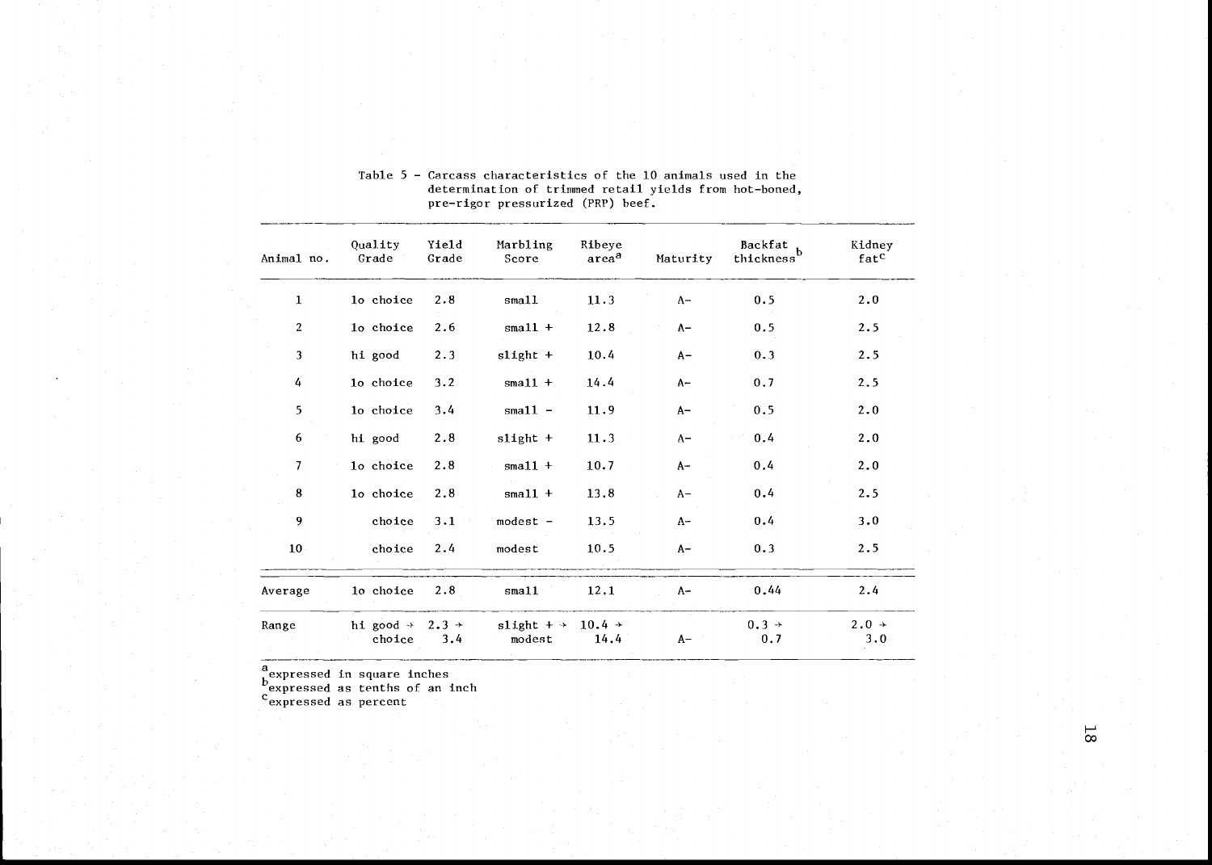Table 5 - Carcass characteristics of the 10 animals used in the determination of trimmed retail yields from hot-boned, pre-rigor pressurized (PRP) beef.

| Animal no. | Quality Grade | Yield Grade | Marbling Score | Ribeye area[a] | Maturity | Backfat thickness[b] | Kidney fat[c] |
|---|---|---|---|---|---|---|---|
| 1 | lo choice | 2.8 | small | 11.3 | A- | 0.5 | 2.0 |
| 2 | lo choice | 2.6 | small + | 12.8 | A- | 0.5 | 2.5 |
| 3 | hi good | 2.3 | slight + | 10.4 | A- | 0.3 | 2.5 |
| 4 | lo choice | 3.2 | small + | 14.4 | A- | 0.7 | 2.5 |
| 5 | lo choice | 3.4 | small - | 11.9 | A- | 0.5 | 2.0 |
| 6 | hi good | 2.8 | slight + | 11.3 | A- | 0.4 | 2.0 |
| 7 | lo choice | 2.8 | small + | 10.7 | A- | 0.4 | 2.0 |
| 8 | lo choice | 2.8 | small + | 13.8 | A- | 0.4 | 2.5 |
| 9 | choice | 3.1 | modest - | 13.5 | A- | 0.4 | 3.0 |
| 10 | choice | 2.4 | modest | 10.5 | A- | 0.3 | 2.5 |
| Average | lo choice | 2.8 | small | 12.1 | A- | 0.44 | 2.4 |
| Range | hi good → choice | 2.3 → 3.4 | slight + → modest | 10.4 → 14.4 | A- | 0.3 → 0.7 | 2.0 → 3.0 |

[a] expressed in square inches
[b] expressed as tenths of an inch
[c] expressed as percent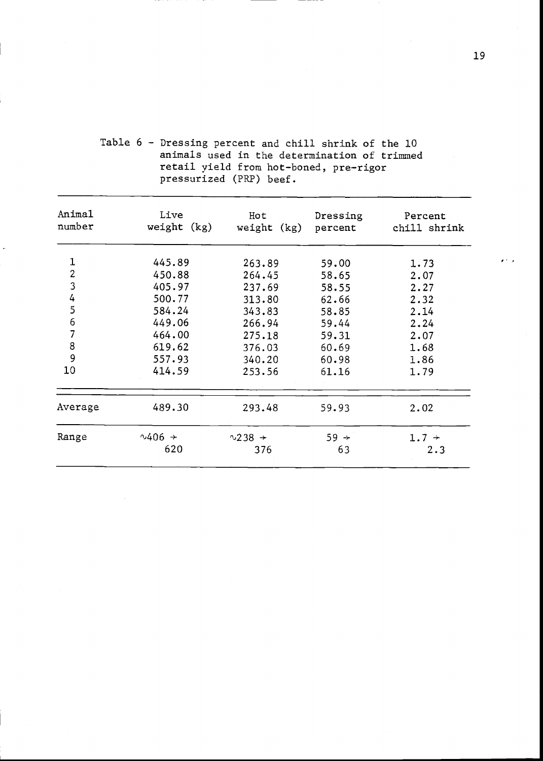Table 6 - Dressing percent and chill shrink of the 10 animals used in the determination of trimmed retail yield from hot-boned, pre-rigor pressurized (PRP) beef.

| Animal number | Live weight (kg) | Hot weight (kg) | Dressing percent | Percent chill shrink |
|---|---|---|---|---|
| 1 | 445.89 | 263.89 | 59.00 | 1.73 |
| 2 | 450.88 | 264.45 | 58.65 | 2.07 |
| 3 | 405.97 | 237.69 | 58.55 | 2.27 |
| 4 | 500.77 | 313.80 | 62.66 | 2.32 |
| 5 | 584.24 | 343.83 | 58.85 | 2.14 |
| 6 | 449.06 | 266.94 | 59.44 | 2.24 |
| 7 | 464.00 | 275.18 | 59.31 | 2.07 |
| 8 | 619.62 | 376.03 | 60.69 | 1.68 |
| 9 | 557.93 | 340.20 | 60.98 | 1.86 |
| 10 | 414.59 | 253.56 | 61.16 | 1.79 |
| Average | 489.30 | 293.48 | 59.93 | 2.02 |
| Range | ∿406 → 620 | ∿238 → 376 | 59 → 63 | 1.7 → 2.3 |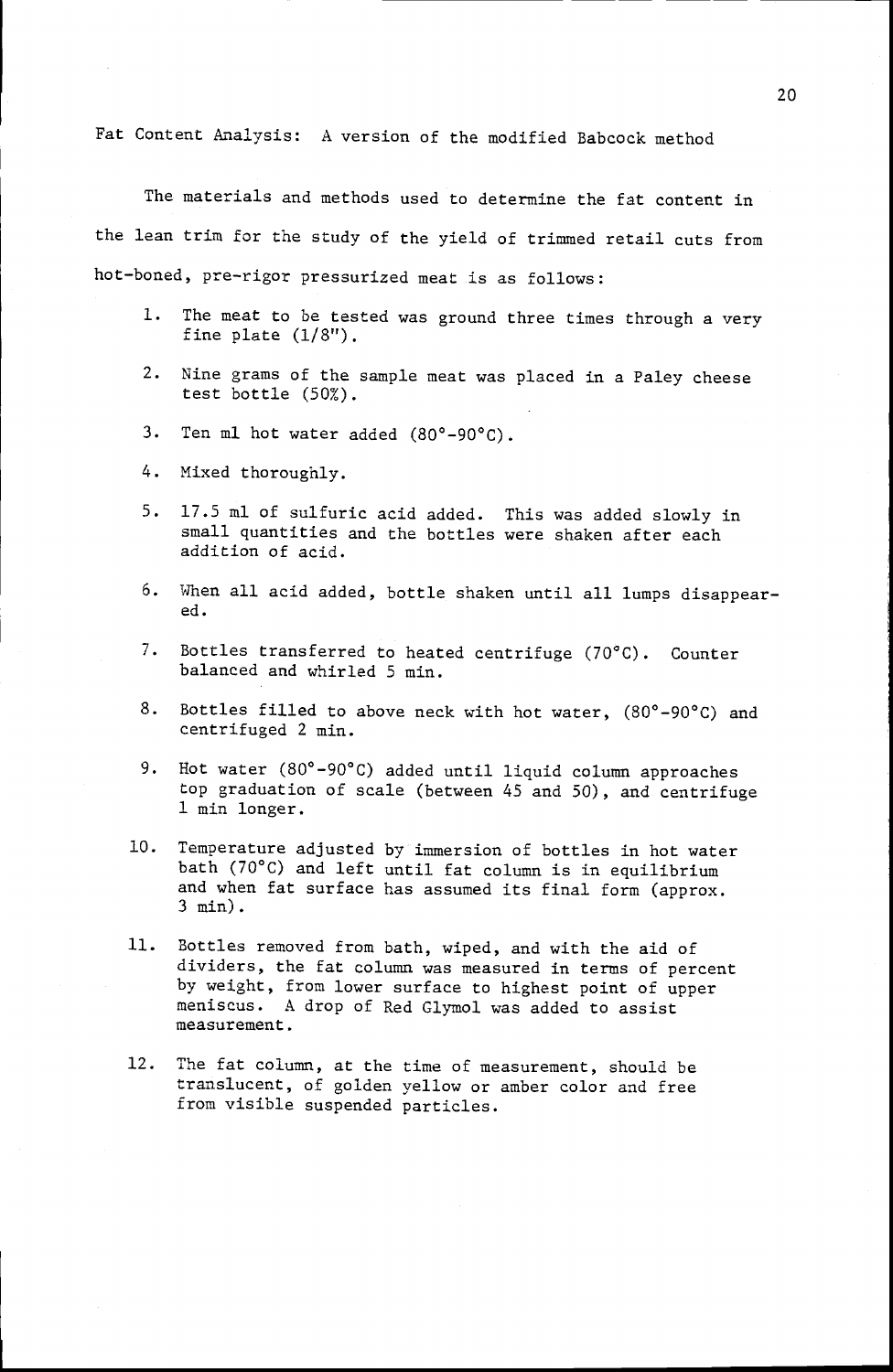Fat Content Analysis: A version of the modified Babcock method

The materials and methods used to determine the fat content in the lean trim for the study of the yield of trimmed retail cuts from hot-boned, pre-rigor pressurized meat is as follows:

1. The meat to be tested was ground three times through a very fine plate (1/8").
2. Nine grams of the sample meat was placed in a Paley cheese test bottle (50%).
3. Ten ml hot water added (80°-90°C).
4. Mixed thoroughly.
5. 17.5 ml of sulfuric acid added. This was added slowly in small quantities and the bottles were shaken after each addition of acid.
6. When all acid added, bottle shaken until all lumps disappeared.
7. Bottles transferred to heated centrifuge (70°C). Counter balanced and whirled 5 min.
8. Bottles filled to above neck with hot water, (80°-90°C) and centrifuged 2 min.
9. Hot water (80°-90°C) added until liquid column approaches top graduation of scale (between 45 and 50), and centrifuge 1 min longer.
10. Temperature adjusted by immersion of bottles in hot water bath (70°C) and left until fat column is in equilibrium and when fat surface has assumed its final form (approx. 3 min).
11. Bottles removed from bath, wiped, and with the aid of dividers, the fat column was measured in terms of percent by weight, from lower surface to highest point of upper meniscus. A drop of Red Glymol was added to assist measurement.
12. The fat column, at the time of measurement, should be translucent, of golden yellow or amber color and free from visible suspended particles.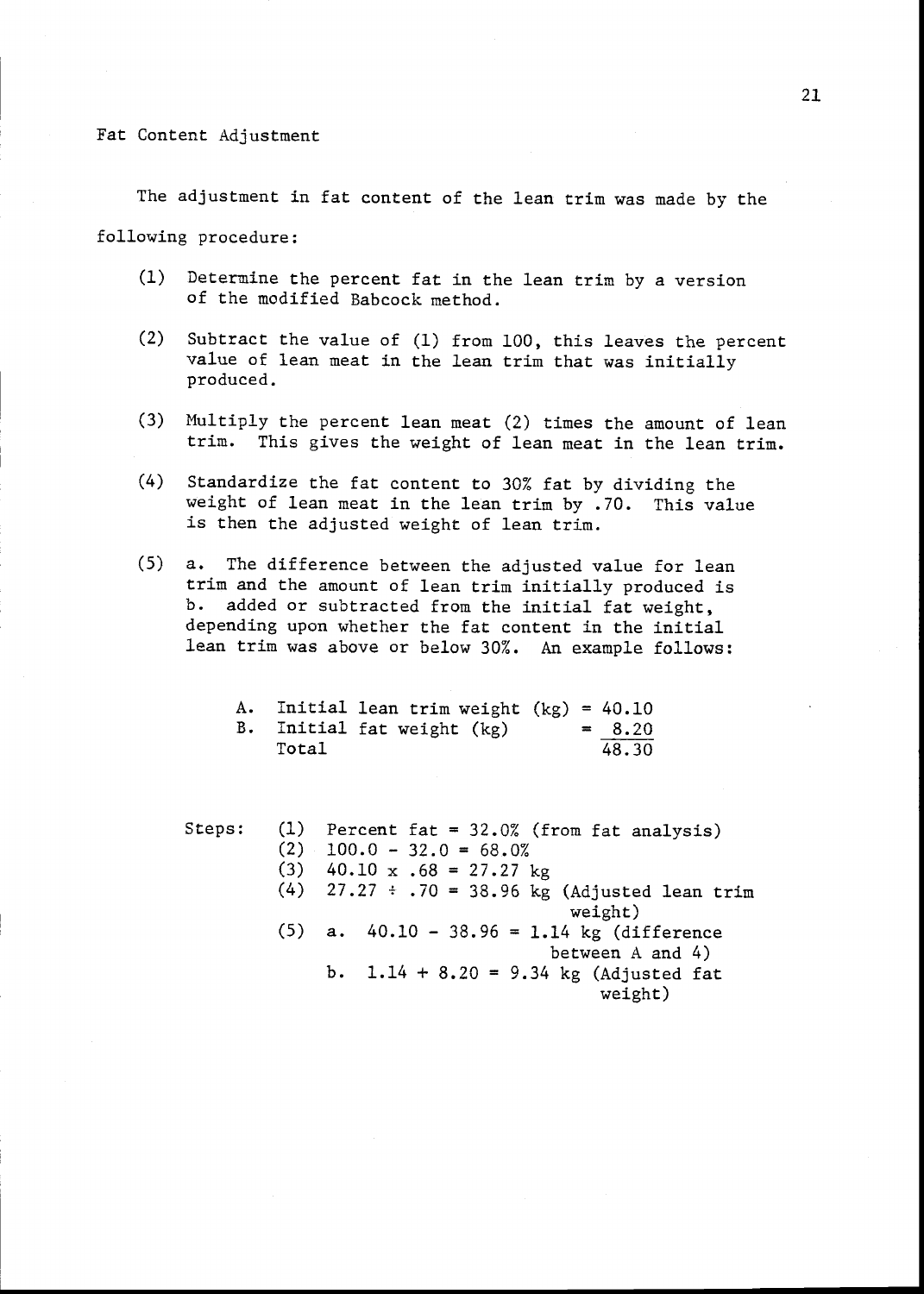## Fat Content Adjustment

The adjustment in fat content of the lean trim was made by the following procedure:

(1) Determine the percent fat in the lean trim by a version of the modified Babcock method.

(2) Subtract the value of (1) from 100, this leaves the percent value of lean meat in the lean trim that was initially produced.

(3) Multiply the percent lean meat (2) times the amount of lean trim. This gives the weight of lean meat in the lean trim.

(4) Standardize the fat content to 30% fat by dividing the weight of lean meat in the lean trim by .70. This value is then the adjusted weight of lean trim.

(5) a. The difference between the adjusted value for lean trim and the amount of lean trim initially produced is b. added or subtracted from the initial fat weight, depending upon whether the fat content in the initial lean trim was above or below 30%. An example follows:

| | | |
|---|---|---|
| A. | Initial lean trim weight (kg) | = 40.10 |
| B. | Initial fat weight (kg) | = 8.20 |
| | Total | 48.30 |

Steps:

(1) Percent fat = 32.0% (from fat analysis)

(2) 100.0 - 32.0 = 68.0%

(3) 40.10 x .68 = 27.27 kg

(4) 27.27 ÷ .70 = 38.96 kg (Adjusted lean trim weight)

(5) a. 40.10 - 38.96 = 1.14 kg (difference between A and 4)

b. 1.14 + 8.20 = 9.34 kg (Adjusted fat weight)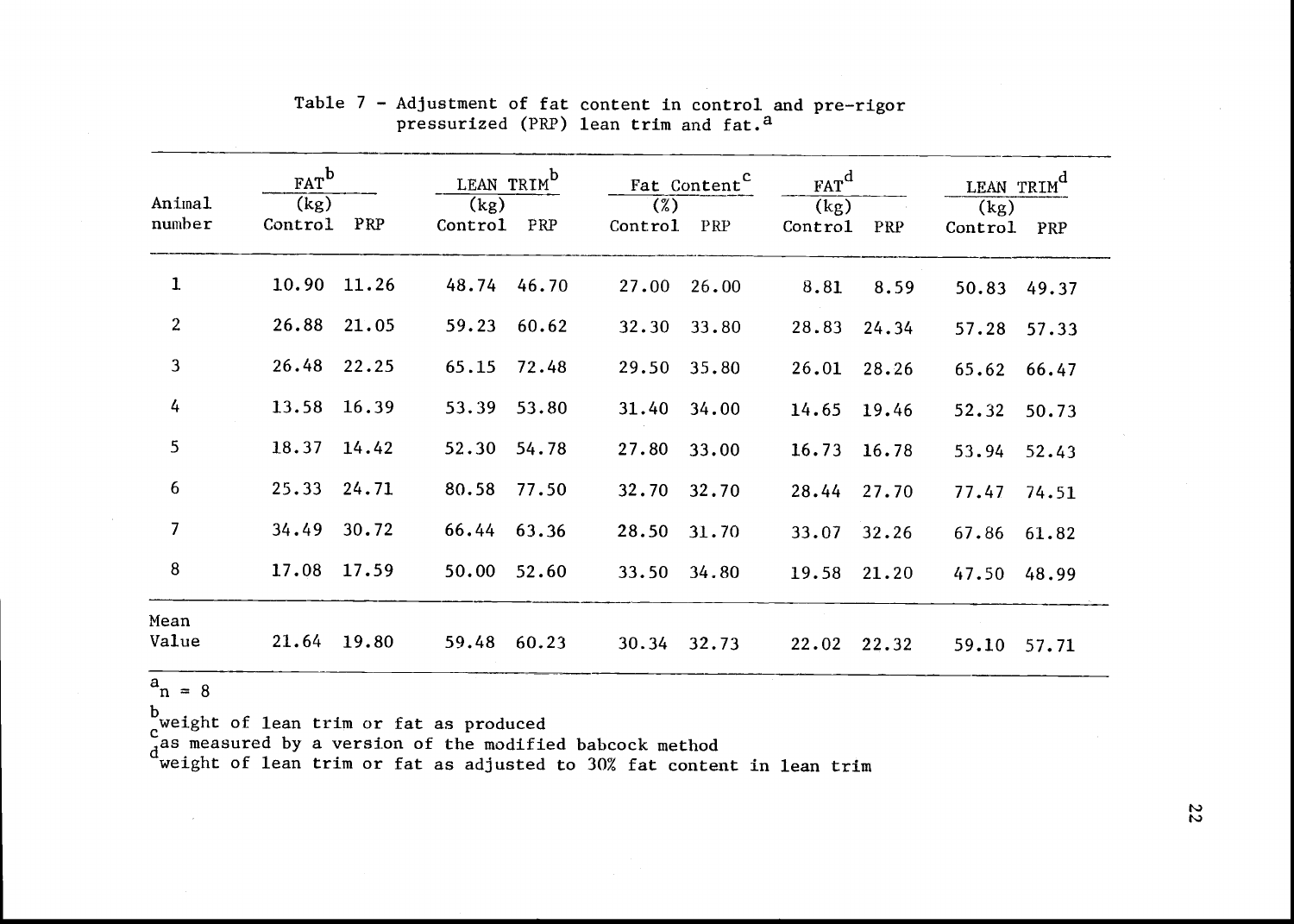Table 7 - Adjustment of fat content in control and pre-rigor pressurized (PRP) lean trim and fat.[a]

| Animal number | FAT[b] (kg) | | LEAN TRIM[b] (kg) | | Fat Content[c] (%) | | FAT[d] (kg) | | LEAN TRIM[d] (kg) | |
|---|---|---|---|---|---|---|---|---|---|---|
| | Control | PRP | Control | PRP | Control | PRP | Control | PRP | Control | PRP |
| 1 | 10.90 | 11.26 | 48.74 | 46.70 | 27.00 | 26.00 | 8.81 | 8.59 | 50.83 | 49.37 |
| 2 | 26.88 | 21.05 | 59.23 | 60.62 | 32.30 | 33.80 | 28.83 | 24.34 | 57.28 | 57.33 |
| 3 | 26.48 | 22.25 | 65.15 | 72.48 | 29.50 | 35.80 | 26.01 | 28.26 | 65.62 | 66.47 |
| 4 | 13.58 | 16.39 | 53.39 | 53.80 | 31.40 | 34.00 | 14.65 | 19.46 | 52.32 | 50.73 |
| 5 | 18.37 | 14.42 | 52.30 | 54.78 | 27.80 | 33.00 | 16.73 | 16.78 | 53.94 | 52.43 |
| 6 | 25.33 | 24.71 | 80.58 | 77.50 | 32.70 | 32.70 | 28.44 | 27.70 | 77.47 | 74.51 |
| 7 | 34.49 | 30.72 | 66.44 | 63.36 | 28.50 | 31.70 | 33.07 | 32.26 | 67.86 | 61.82 |
| 8 | 17.08 | 17.59 | 50.00 | 52.60 | 33.50 | 34.80 | 19.58 | 21.20 | 47.50 | 48.99 |
| Mean Value | 21.64 | 19.80 | 59.48 | 60.23 | 30.34 | 32.73 | 22.02 | 22.32 | 59.10 | 57.71 |

[a] n = 8

[b] weight of lean trim or fat as produced

[c] as measured by a version of the modified babcock method

[d] weight of lean trim or fat as adjusted to 30% fat content in lean trim